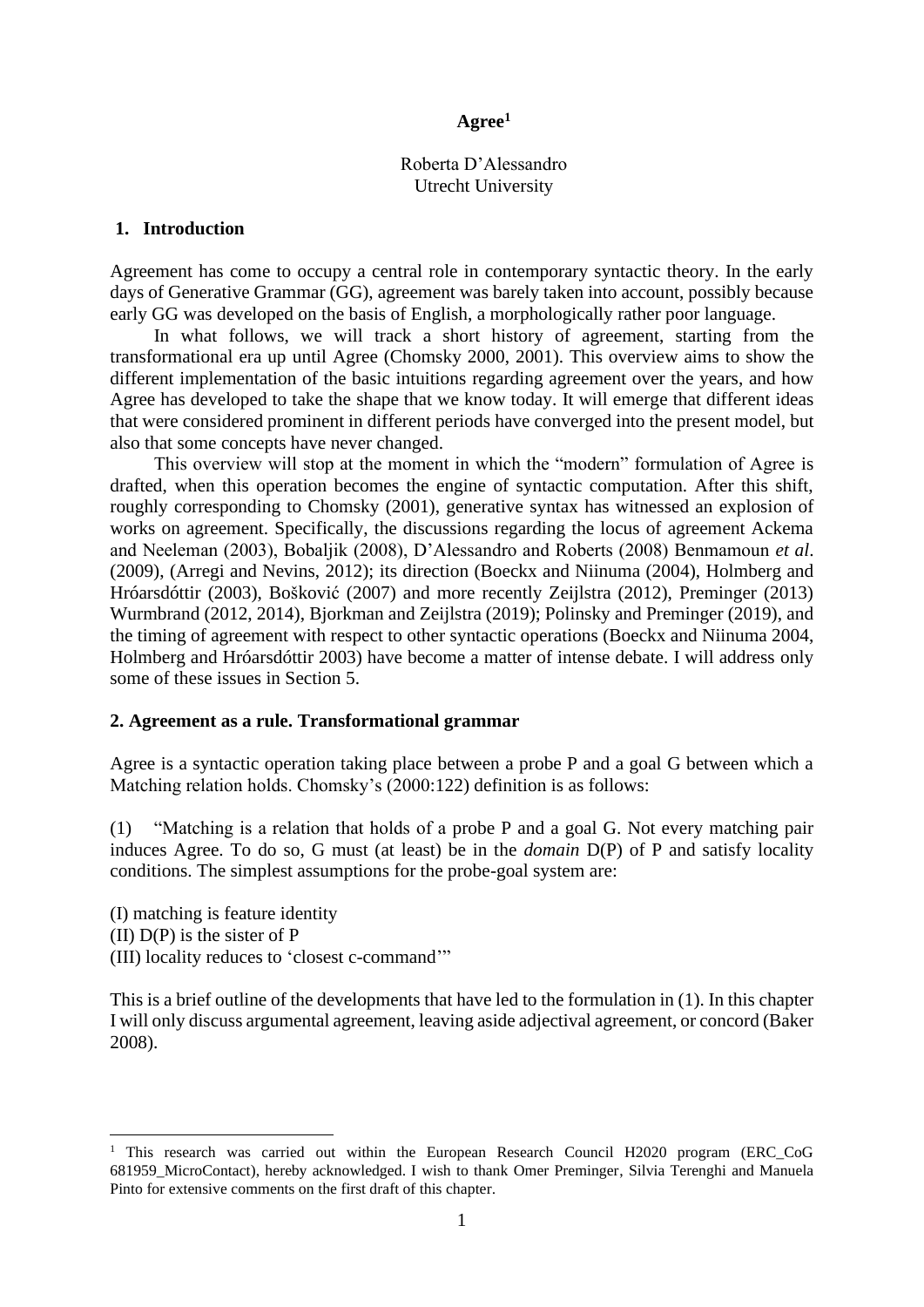**Agree**[1]

Roberta D'Alessandro
Utrecht University

## 1. Introduction

Agreement has come to occupy a central role in contemporary syntactic theory. In the early days of Generative Grammar (GG), agreement was barely taken into account, possibly because early GG was developed on the basis of English, a morphologically rather poor language.

In what follows, we will track a short history of agreement, starting from the transformational era up until Agree (Chomsky 2000, 2001). This overview aims to show the different implementation of the basic intuitions regarding agreement over the years, and how Agree has developed to take the shape that we know today. It will emerge that different ideas that were considered prominent in different periods have converged into the present model, but also that some concepts have never changed.

This overview will stop at the moment in which the "modern" formulation of Agree is drafted, when this operation becomes the engine of syntactic computation. After this shift, roughly corresponding to Chomsky (2001), generative syntax has witnessed an explosion of works on agreement. Specifically, the discussions regarding the locus of agreement Ackema and Neeleman (2003), Bobaljik (2008), D'Alessandro and Roberts (2008) Benmamoun *et al*. (2009), (Arregi and Nevins, 2012); its direction (Boeckx and Niinuma (2004), Holmberg and Hróarsdóttir (2003), Bošković (2007) and more recently Zeijlstra (2012), Preminger (2013) Wurmbrand (2012, 2014), Bjorkman and Zeijlstra (2019); Polinsky and Preminger (2019), and the timing of agreement with respect to other syntactic operations (Boeckx and Niinuma 2004, Holmberg and Hróarsdóttir 2003) have become a matter of intense debate. I will address only some of these issues in Section 5.

## 2. Agreement as a rule. Transformational grammar

Agree is a syntactic operation taking place between a probe P and a goal G between which a Matching relation holds. Chomsky's (2000:122) definition is as follows:

(1) "Matching is a relation that holds of a probe P and a goal G. Not every matching pair induces Agree. To do so, G must (at least) be in the *domain* D(P) of P and satisfy locality conditions. The simplest assumptions for the probe-goal system are:

(I) matching is feature identity
(II) D(P) is the sister of P
(III) locality reduces to 'closest c-command'"

This is a brief outline of the developments that have led to the formulation in (1). In this chapter I will only discuss argumental agreement, leaving aside adjectival agreement, or concord (Baker 2008).

---

[1] This research was carried out within the European Research Council H2020 program (ERC_CoG 681959_MicroContact), hereby acknowledged. I wish to thank Omer Preminger, Silvia Terenghi and Manuela Pinto for extensive comments on the first draft of this chapter.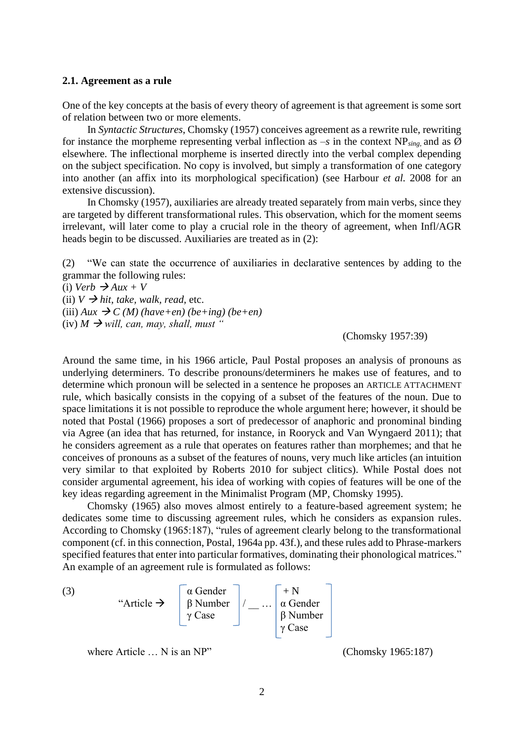### 2.1. Agreement as a rule

One of the key concepts at the basis of every theory of agreement is that agreement is some sort of relation between two or more elements.

In *Syntactic Structures*, Chomsky (1957) conceives agreement as a rewrite rule, rewriting for instance the morpheme representing verbal inflection as *–s* in the context $NP_{sing}$, and as Ø elsewhere. The inflectional morpheme is inserted directly into the verbal complex depending on the subject specification. No copy is involved, but simply a transformation of one category into another (an affix into its morphological specification) (see Harbour *et al.* 2008 for an extensive discussion).

In Chomsky (1957), auxiliaries are already treated separately from main verbs, since they are targeted by different transformational rules. This observation, which for the moment seems irrelevant, will later come to play a crucial role in the theory of agreement, when Infl/AGR heads begin to be discussed. Auxiliaries are treated as in (2):

(2) "We can state the occurrence of auxiliaries in declarative sentences by adding to the grammar the following rules:
(i) *Verb* → *Aux + V*
(ii) *V* → *hit, take, walk, read,* etc.
(iii) *Aux* → *C (M) (have+en) (be+ing) (be+en)*
(iv) *M* → *will, can, may, shall, must* "

(Chomsky 1957:39)

Around the same time, in his 1966 article, Paul Postal proposes an analysis of pronouns as underlying determiners. To describe pronouns/determiners he makes use of features, and to determine which pronoun will be selected in a sentence he proposes an ARTICLE ATTACHMENT rule, which basically consists in the copying of a subset of the features of the noun. Due to space limitations it is not possible to reproduce the whole argument here; however, it should be noted that Postal (1966) proposes a sort of predecessor of anaphoric and pronominal binding via Agree (an idea that has returned, for instance, in Rooryck and Van Wyngaerd 2011); that he considers agreement as a rule that operates on features rather than morphemes; and that he conceives of pronouns as a subset of the features of nouns, very much like articles (an intuition very similar to that exploited by Roberts 2010 for subject clitics). While Postal does not consider argumental agreement, his idea of working with copies of features will be one of the key ideas regarding agreement in the Minimalist Program (MP, Chomsky 1995).

Chomsky (1965) also moves almost entirely to a feature-based agreement system; he dedicates some time to discussing agreement rules, which he considers as expansion rules. According to Chomsky (1965:187), "rules of agreement clearly belong to the transformational component (cf. in this connection, Postal, 1964a pp. 43f.), and these rules add to Phrase-markers specified features that enter into particular formatives, dominating their phonological matrices." An example of an agreement rule is formulated as follows:

(3)

$$\text{“Article} \rightarrow \begin{bmatrix} \alpha\ \text{Gender} \\ \beta\ \text{Number} \\ \gamma\ \text{Case} \end{bmatrix} / \_\_ \ldots \begin{bmatrix} +\text{N} \\ \alpha\ \text{Gender} \\ \beta\ \text{Number} \\ \gamma\ \text{Case} \end{bmatrix}$$

where Article … N is an NP" (Chomsky 1965:187)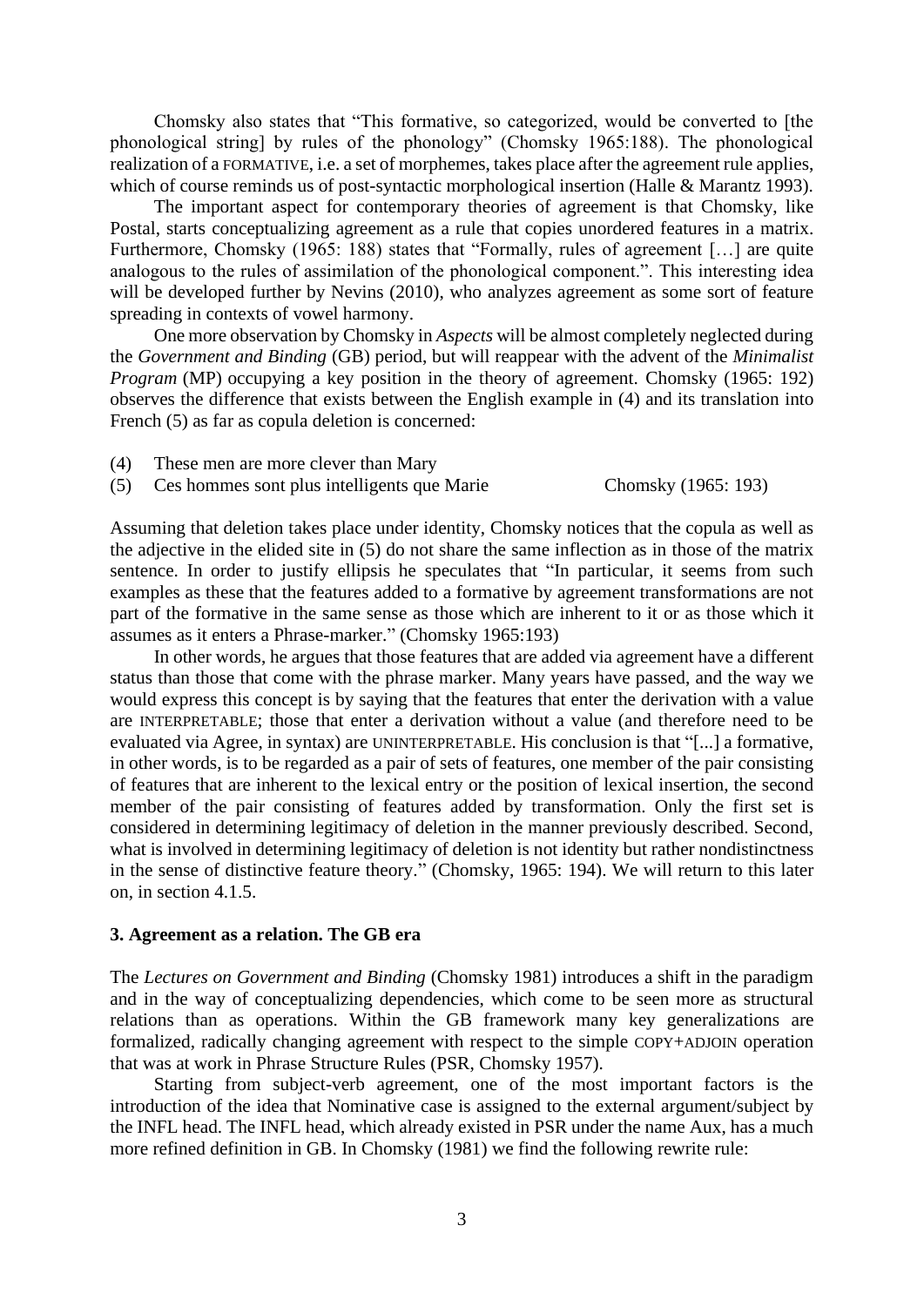Chomsky also states that "This formative, so categorized, would be converted to [the phonological string] by rules of the phonology" (Chomsky 1965:188). The phonological realization of a FORMATIVE, i.e. a set of morphemes, takes place after the agreement rule applies, which of course reminds us of post-syntactic morphological insertion (Halle & Marantz 1993).

The important aspect for contemporary theories of agreement is that Chomsky, like Postal, starts conceptualizing agreement as a rule that copies unordered features in a matrix. Furthermore, Chomsky (1965: 188) states that "Formally, rules of agreement […] are quite analogous to the rules of assimilation of the phonological component.". This interesting idea will be developed further by Nevins (2010), who analyzes agreement as some sort of feature spreading in contexts of vowel harmony.

One more observation by Chomsky in *Aspects* will be almost completely neglected during the *Government and Binding* (GB) period, but will reappear with the advent of the *Minimalist Program* (MP) occupying a key position in the theory of agreement. Chomsky (1965: 192) observes the difference that exists between the English example in (4) and its translation into French (5) as far as copula deletion is concerned:

(4) These men are more clever than Mary

(5) Ces hommes sont plus intelligents que Marie Chomsky (1965: 193)

Assuming that deletion takes place under identity, Chomsky notices that the copula as well as the adjective in the elided site in (5) do not share the same inflection as in those of the matrix sentence. In order to justify ellipsis he speculates that "In particular, it seems from such examples as these that the features added to a formative by agreement transformations are not part of the formative in the same sense as those which are inherent to it or as those which it assumes as it enters a Phrase-marker." (Chomsky 1965:193)

In other words, he argues that those features that are added via agreement have a different status than those that come with the phrase marker. Many years have passed, and the way we would express this concept is by saying that the features that enter the derivation with a value are INTERPRETABLE; those that enter a derivation without a value (and therefore need to be evaluated via Agree, in syntax) are UNINTERPRETABLE. His conclusion is that "[...] a formative, in other words, is to be regarded as a pair of sets of features, one member of the pair consisting of features that are inherent to the lexical entry or the position of lexical insertion, the second member of the pair consisting of features added by transformation. Only the first set is considered in determining legitimacy of deletion in the manner previously described. Second, what is involved in determining legitimacy of deletion is not identity but rather nondistinctness in the sense of distinctive feature theory." (Chomsky, 1965: 194). We will return to this later on, in section 4.1.5.

## 3. Agreement as a relation. The GB era

The *Lectures on Government and Binding* (Chomsky 1981) introduces a shift in the paradigm and in the way of conceptualizing dependencies, which come to be seen more as structural relations than as operations. Within the GB framework many key generalizations are formalized, radically changing agreement with respect to the simple COPY+ADJOIN operation that was at work in Phrase Structure Rules (PSR, Chomsky 1957).

Starting from subject-verb agreement, one of the most important factors is the introduction of the idea that Nominative case is assigned to the external argument/subject by the INFL head. The INFL head, which already existed in PSR under the name Aux, has a much more refined definition in GB. In Chomsky (1981) we find the following rewrite rule: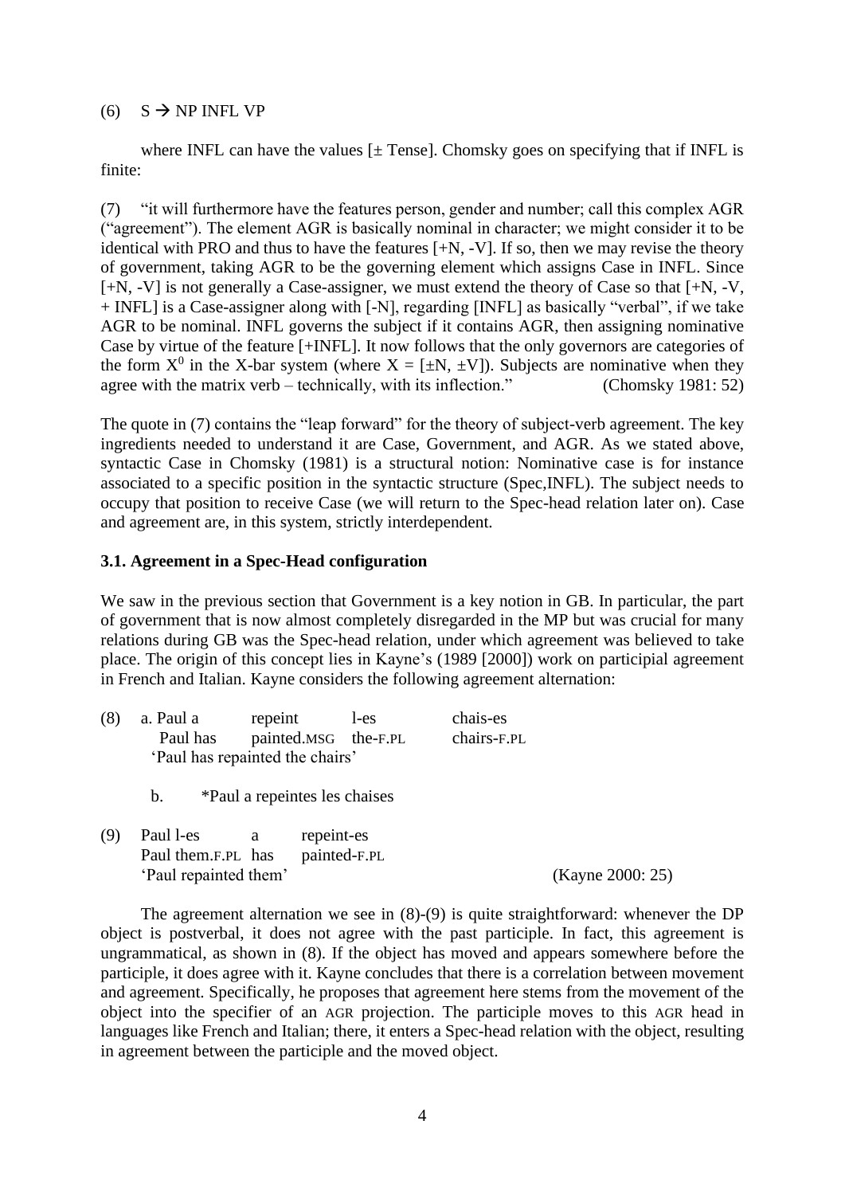(6) S → NP INFL VP

where INFL can have the values [± Tense]. Chomsky goes on specifying that if INFL is finite:

(7) "it will furthermore have the features person, gender and number; call this complex AGR ("agreement"). The element AGR is basically nominal in character; we might consider it to be identical with PRO and thus to have the features [+N, -V]. If so, then we may revise the theory of government, taking AGR to be the governing element which assigns Case in INFL. Since [+N, -V] is not generally a Case-assigner, we must extend the theory of Case so that [+N, -V, + INFL] is a Case-assigner along with [-N], regarding [INFL] as basically "verbal", if we take AGR to be nominal. INFL governs the subject if it contains AGR, then assigning nominative Case by virtue of the feature [+INFL]. It now follows that the only governors are categories of the form $X^0$ in the X-bar system (where X = [±N, ±V]). Subjects are nominative when they agree with the matrix verb – technically, with its inflection." (Chomsky 1981: 52)

The quote in (7) contains the "leap forward" for the theory of subject-verb agreement. The key ingredients needed to understand it are Case, Government, and AGR. As we stated above, syntactic Case in Chomsky (1981) is a structural notion: Nominative case is for instance associated to a specific position in the syntactic structure (Spec,INFL). The subject needs to occupy that position to receive Case (we will return to the Spec-head relation later on). Case and agreement are, in this system, strictly interdependent.

### 3.1. Agreement in a Spec-Head configuration

We saw in the previous section that Government is a key notion in GB. In particular, the part of government that is now almost completely disregarded in the MP but was crucial for many relations during GB was the Spec-head relation, under which agreement was believed to take place. The origin of this concept lies in Kayne's (1989 [2000]) work on participial agreement in French and Italian. Kayne considers the following agreement alternation:

(8) a. Paul a repeint l-es chais-es
Paul has painted.MSG the-F.PL chairs-F.PL
'Paul has repainted the chairs'

b. *Paul a repeintes les chaises

(9) Paul l-es a repeint-es
Paul them.F.PL has painted-F.PL
'Paul repainted them' (Kayne 2000: 25)

The agreement alternation we see in (8)-(9) is quite straightforward: whenever the DP object is postverbal, it does not agree with the past participle. In fact, this agreement is ungrammatical, as shown in (8). If the object has moved and appears somewhere before the participle, it does agree with it. Kayne concludes that there is a correlation between movement and agreement. Specifically, he proposes that agreement here stems from the movement of the object into the specifier of an AGR projection. The participle moves to this AGR head in languages like French and Italian; there, it enters a Spec-head relation with the object, resulting in agreement between the participle and the moved object.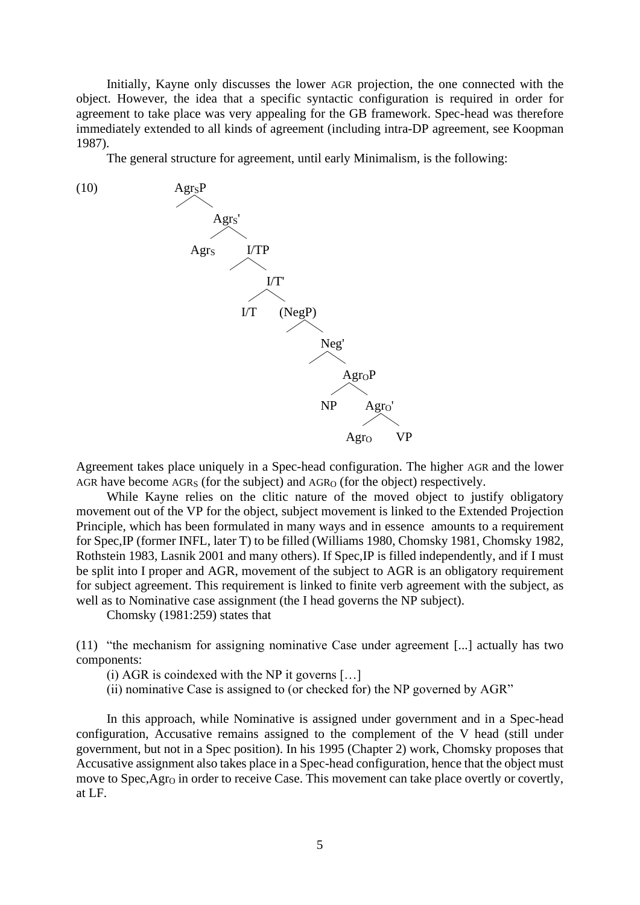Initially, Kayne only discusses the lower AGR projection, the one connected with the object. However, the idea that a specific syntactic configuration is required in order for agreement to take place was very appealing for the GB framework. Spec-head was therefore immediately extended to all kinds of agreement (including intra-DP agreement, see Koopman 1987).

The general structure for agreement, until early Minimalism, is the following:

(10)

```
AgrSP
   \
    AgrS'
    /   \
 AgrS   I/TP
           \
           I/T'
          /    \
        I/T   (NegP)
                 \
                 Neg'
                    \
                    AgrOP
                   /     \
                 NP      AgrO'
                        /     \
                     AgrO     VP
```

Agreement takes place uniquely in a Spec-head configuration. The higher AGR and the lower AGR have become $\text{AGR}_\text{S}$ (for the subject) and $\text{AGR}_\text{O}$ (for the object) respectively.

While Kayne relies on the clitic nature of the moved object to justify obligatory movement out of the VP for the object, subject movement is linked to the Extended Projection Principle, which has been formulated in many ways and in essence amounts to a requirement for Spec,IP (former INFL, later T) to be filled (Williams 1980, Chomsky 1981, Chomsky 1982, Rothstein 1983, Lasnik 2001 and many others). If Spec,IP is filled independently, and if I must be split into I proper and AGR, movement of the subject to AGR is an obligatory requirement for subject agreement. This requirement is linked to finite verb agreement with the subject, as well as to Nominative case assignment (the I head governs the NP subject).

Chomsky (1981:259) states that

(11) "the mechanism for assigning nominative Case under agreement [...] actually has two components:

(i) AGR is coindexed with the NP it governs […]

(ii) nominative Case is assigned to (or checked for) the NP governed by AGR"

In this approach, while Nominative is assigned under government and in a Spec-head configuration, Accusative remains assigned to the complement of the V head (still under government, but not in a Spec position). In his 1995 (Chapter 2) work, Chomsky proposes that Accusative assignment also takes place in a Spec-head configuration, hence that the object must move to Spec,$\text{Agr}_\text{O}$ in order to receive Case. This movement can take place overtly or covertly, at LF.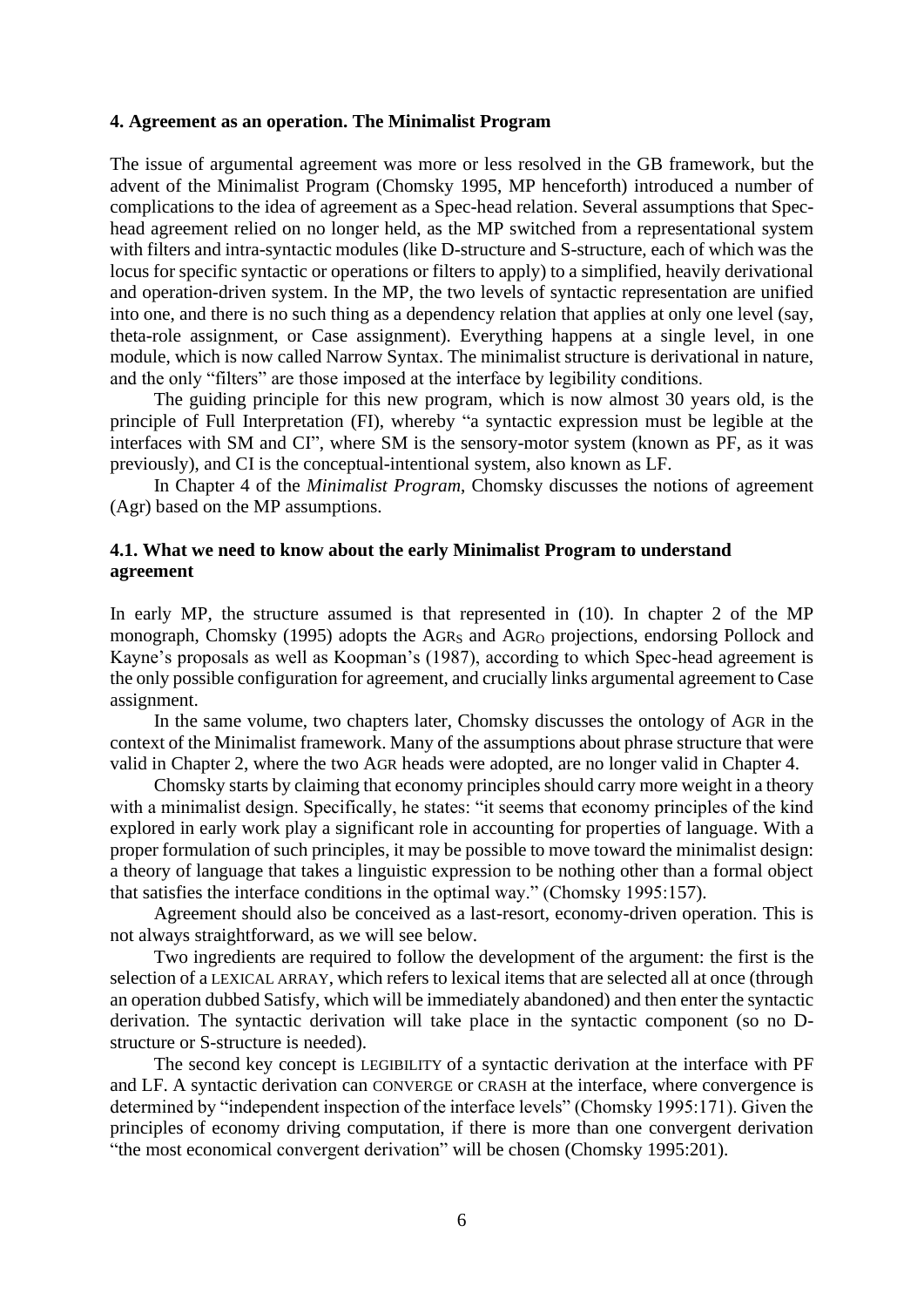### 4. Agreement as an operation. The Minimalist Program

The issue of argumental agreement was more or less resolved in the GB framework, but the advent of the Minimalist Program (Chomsky 1995, MP henceforth) introduced a number of complications to the idea of agreement as a Spec-head relation. Several assumptions that Spec-head agreement relied on no longer held, as the MP switched from a representational system with filters and intra-syntactic modules (like D-structure and S-structure, each of which was the locus for specific syntactic or operations or filters to apply) to a simplified, heavily derivational and operation-driven system. In the MP, the two levels of syntactic representation are unified into one, and there is no such thing as a dependency relation that applies at only one level (say, theta-role assignment, or Case assignment). Everything happens at a single level, in one module, which is now called Narrow Syntax. The minimalist structure is derivational in nature, and the only "filters" are those imposed at the interface by legibility conditions.

The guiding principle for this new program, which is now almost 30 years old, is the principle of Full Interpretation (FI), whereby "a syntactic expression must be legible at the interfaces with SM and CI", where SM is the sensory-motor system (known as PF, as it was previously), and CI is the conceptual-intentional system, also known as LF.

In Chapter 4 of the *Minimalist Program*, Chomsky discusses the notions of agreement (Agr) based on the MP assumptions.

#### 4.1. What we need to know about the early Minimalist Program to understand agreement

In early MP, the structure assumed is that represented in (10). In chapter 2 of the MP monograph, Chomsky (1995) adopts the $\text{AGR}_S$ and $\text{AGR}_O$ projections, endorsing Pollock and Kayne's proposals as well as Koopman's (1987), according to which Spec-head agreement is the only possible configuration for agreement, and crucially links argumental agreement to Case assignment.

In the same volume, two chapters later, Chomsky discusses the ontology of AGR in the context of the Minimalist framework. Many of the assumptions about phrase structure that were valid in Chapter 2, where the two AGR heads were adopted, are no longer valid in Chapter 4.

Chomsky starts by claiming that economy principles should carry more weight in a theory with a minimalist design. Specifically, he states: "it seems that economy principles of the kind explored in early work play a significant role in accounting for properties of language. With a proper formulation of such principles, it may be possible to move toward the minimalist design: a theory of language that takes a linguistic expression to be nothing other than a formal object that satisfies the interface conditions in the optimal way." (Chomsky 1995:157).

Agreement should also be conceived as a last-resort, economy-driven operation. This is not always straightforward, as we will see below.

Two ingredients are required to follow the development of the argument: the first is the selection of a LEXICAL ARRAY, which refers to lexical items that are selected all at once (through an operation dubbed Satisfy, which will be immediately abandoned) and then enter the syntactic derivation. The syntactic derivation will take place in the syntactic component (so no D-structure or S-structure is needed).

The second key concept is LEGIBILITY of a syntactic derivation at the interface with PF and LF. A syntactic derivation can CONVERGE or CRASH at the interface, where convergence is determined by "independent inspection of the interface levels" (Chomsky 1995:171). Given the principles of economy driving computation, if there is more than one convergent derivation "the most economical convergent derivation" will be chosen (Chomsky 1995:201).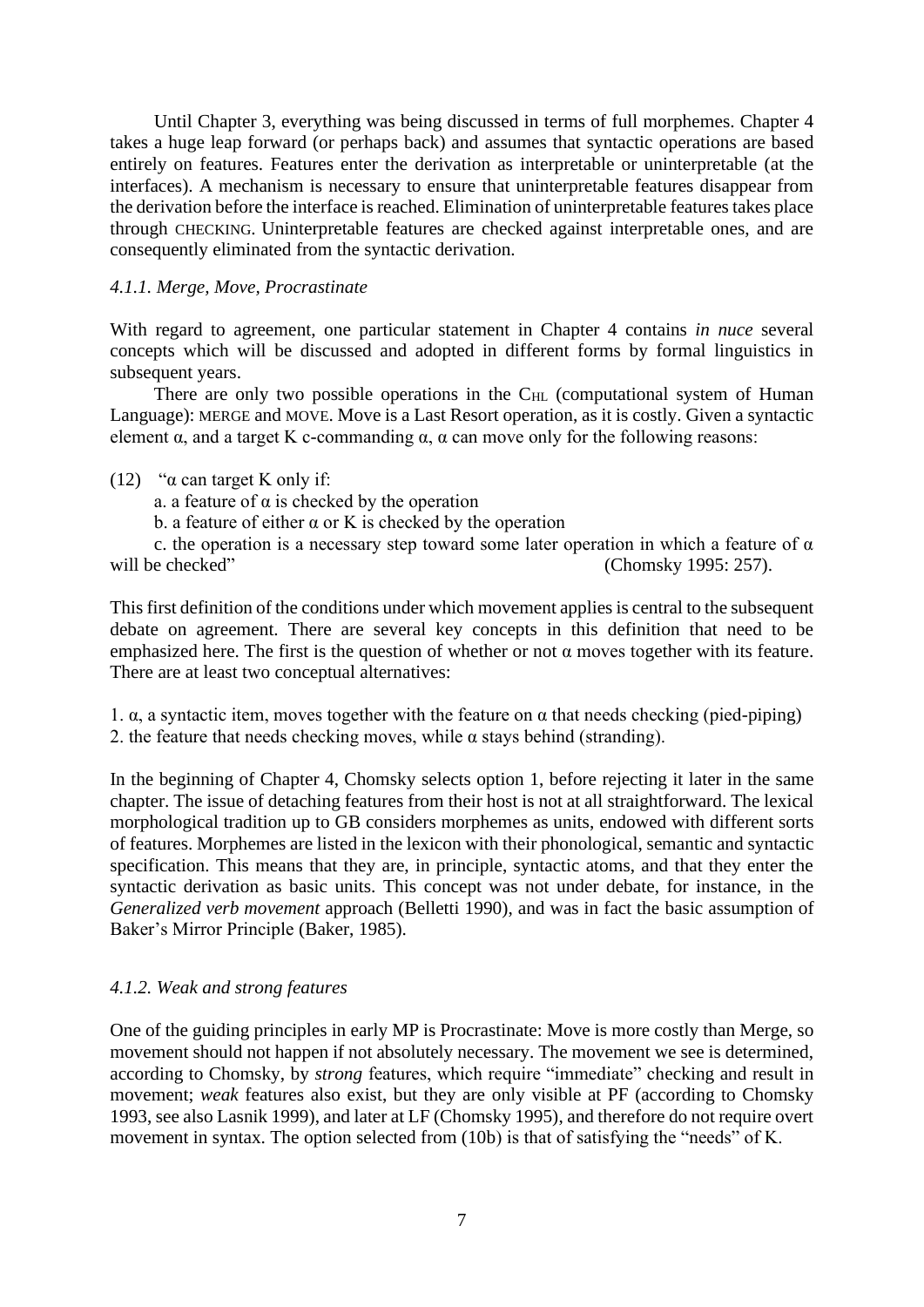Until Chapter 3, everything was being discussed in terms of full morphemes. Chapter 4 takes a huge leap forward (or perhaps back) and assumes that syntactic operations are based entirely on features. Features enter the derivation as interpretable or uninterpretable (at the interfaces). A mechanism is necessary to ensure that uninterpretable features disappear from the derivation before the interface is reached. Elimination of uninterpretable features takes place through CHECKING. Uninterpretable features are checked against interpretable ones, and are consequently eliminated from the syntactic derivation.

### *4.1.1. Merge, Move, Procrastinate*

With regard to agreement, one particular statement in Chapter 4 contains *in nuce* several concepts which will be discussed and adopted in different forms by formal linguistics in subsequent years.

There are only two possible operations in the $C_{HL}$ (computational system of Human Language): MERGE and MOVE. Move is a Last Resort operation, as it is costly. Given a syntactic element α, and a target K c-commanding α, α can move only for the following reasons:

(12) "α can target K only if:
a. a feature of α is checked by the operation
b. a feature of either α or K is checked by the operation
c. the operation is a necessary step toward some later operation in which a feature of α will be checked" (Chomsky 1995: 257).

This first definition of the conditions under which movement applies is central to the subsequent debate on agreement. There are several key concepts in this definition that need to be emphasized here. The first is the question of whether or not α moves together with its feature. There are at least two conceptual alternatives:

1. α, a syntactic item, moves together with the feature on α that needs checking (pied-piping)
2. the feature that needs checking moves, while α stays behind (stranding).

In the beginning of Chapter 4, Chomsky selects option 1, before rejecting it later in the same chapter. The issue of detaching features from their host is not at all straightforward. The lexical morphological tradition up to GB considers morphemes as units, endowed with different sorts of features. Morphemes are listed in the lexicon with their phonological, semantic and syntactic specification. This means that they are, in principle, syntactic atoms, and that they enter the syntactic derivation as basic units. This concept was not under debate, for instance, in the *Generalized verb movement* approach (Belletti 1990), and was in fact the basic assumption of Baker's Mirror Principle (Baker, 1985).

### *4.1.2. Weak and strong features*

One of the guiding principles in early MP is Procrastinate: Move is more costly than Merge, so movement should not happen if not absolutely necessary. The movement we see is determined, according to Chomsky, by *strong* features, which require "immediate" checking and result in movement; *weak* features also exist, but they are only visible at PF (according to Chomsky 1993, see also Lasnik 1999), and later at LF (Chomsky 1995), and therefore do not require overt movement in syntax. The option selected from (10b) is that of satisfying the "needs" of K.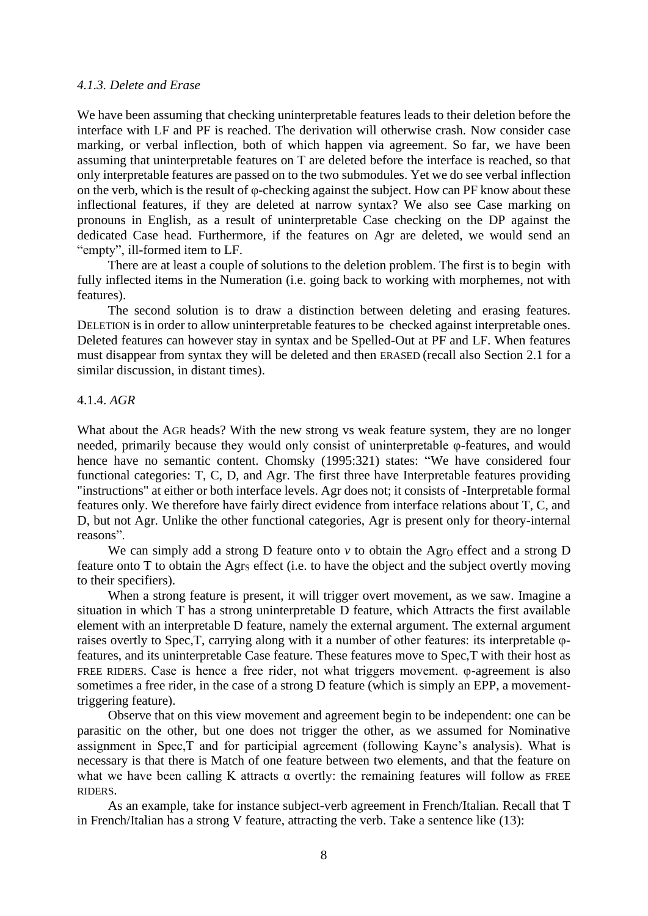### *4.1.3. Delete and Erase*

We have been assuming that checking uninterpretable features leads to their deletion before the interface with LF and PF is reached. The derivation will otherwise crash. Now consider case marking, or verbal inflection, both of which happen via agreement. So far, we have been assuming that uninterpretable features on T are deleted before the interface is reached, so that only interpretable features are passed on to the two submodules. Yet we do see verbal inflection on the verb, which is the result of φ-checking against the subject. How can PF know about these inflectional features, if they are deleted at narrow syntax? We also see Case marking on pronouns in English, as a result of uninterpretable Case checking on the DP against the dedicated Case head. Furthermore, if the features on Agr are deleted, we would send an "empty", ill-formed item to LF.

There are at least a couple of solutions to the deletion problem. The first is to begin with fully inflected items in the Numeration (i.e. going back to working with morphemes, not with features).

The second solution is to draw a distinction between deleting and erasing features. DELETION is in order to allow uninterpretable features to be checked against interpretable ones. Deleted features can however stay in syntax and be Spelled-Out at PF and LF. When features must disappear from syntax they will be deleted and then ERASED (recall also Section 2.1 for a similar discussion, in distant times).

### 4.1.4. *AGR*

What about the AGR heads? With the new strong vs weak feature system, they are no longer needed, primarily because they would only consist of uninterpretable φ-features, and would hence have no semantic content. Chomsky (1995:321) states: "We have considered four functional categories: T, C, D, and Agr. The first three have Interpretable features providing "instructions" at either or both interface levels. Agr does not; it consists of -Interpretable formal features only. We therefore have fairly direct evidence from interface relations about T, C, and D, but not Agr. Unlike the other functional categories, Agr is present only for theory-internal reasons".

We can simply add a strong D feature onto *v* to obtain the $Agr_O$ effect and a strong D feature onto T to obtain the $Agr_S$ effect (i.e. to have the object and the subject overtly moving to their specifiers).

When a strong feature is present, it will trigger overt movement, as we saw. Imagine a situation in which T has a strong uninterpretable D feature, which Attracts the first available element with an interpretable D feature, namely the external argument. The external argument raises overtly to Spec,T, carrying along with it a number of other features: its interpretable φ-features, and its uninterpretable Case feature. These features move to Spec,T with their host as FREE RIDERS. Case is hence a free rider, not what triggers movement. φ-agreement is also sometimes a free rider, in the case of a strong D feature (which is simply an EPP, a movement-triggering feature).

Observe that on this view movement and agreement begin to be independent: one can be parasitic on the other, but one does not trigger the other, as we assumed for Nominative assignment in Spec,T and for participial agreement (following Kayne's analysis). What is necessary is that there is Match of one feature between two elements, and that the feature on what we have been calling K attracts α overtly: the remaining features will follow as FREE RIDERS.

As an example, take for instance subject-verb agreement in French/Italian. Recall that T in French/Italian has a strong V feature, attracting the verb. Take a sentence like (13):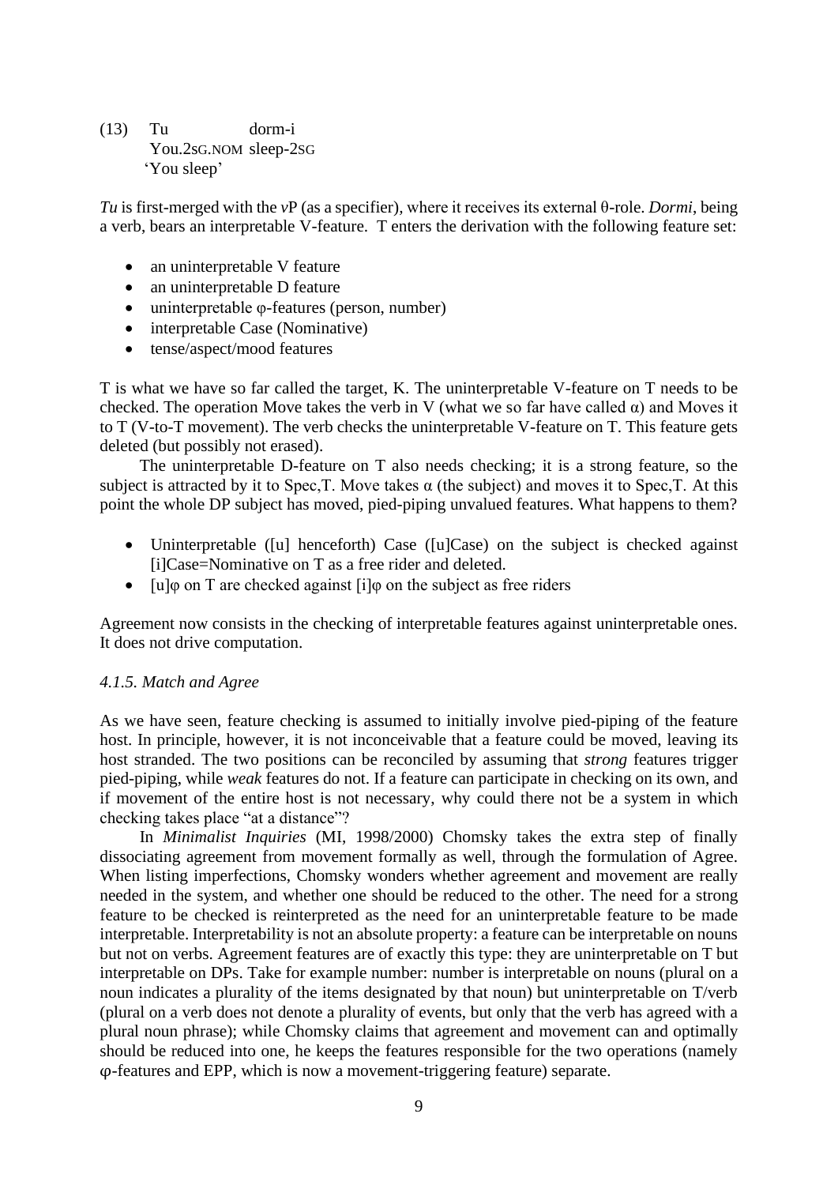(13) Tu dorm-i
 You.2SG.NOM sleep-2SG
 'You sleep'

*Tu* is first-merged with the *v*P (as a specifier), where it receives its external θ-role. *Dormi*, being a verb, bears an interpretable V-feature. T enters the derivation with the following feature set:

- an uninterpretable V feature
- an uninterpretable D feature
- uninterpretable φ-features (person, number)
- interpretable Case (Nominative)
- tense/aspect/mood features

T is what we have so far called the target, K. The uninterpretable V-feature on T needs to be checked. The operation Move takes the verb in V (what we so far have called α) and Moves it to T (V-to-T movement). The verb checks the uninterpretable V-feature on T. This feature gets deleted (but possibly not erased).

The uninterpretable D-feature on T also needs checking; it is a strong feature, so the subject is attracted by it to Spec,T. Move takes α (the subject) and moves it to Spec,T. At this point the whole DP subject has moved, pied-piping unvalued features. What happens to them?

- Uninterpretable ([u] henceforth) Case ([u]Case) on the subject is checked against [i]Case=Nominative on T as a free rider and deleted.
- [u]φ on T are checked against [i]φ on the subject as free riders

Agreement now consists in the checking of interpretable features against uninterpretable ones. It does not drive computation.

*4.1.5. Match and Agree*

As we have seen, feature checking is assumed to initially involve pied-piping of the feature host. In principle, however, it is not inconceivable that a feature could be moved, leaving its host stranded. The two positions can be reconciled by assuming that *strong* features trigger pied-piping, while *weak* features do not. If a feature can participate in checking on its own, and if movement of the entire host is not necessary, why could there not be a system in which checking takes place "at a distance"?

In *Minimalist Inquiries* (MI, 1998/2000) Chomsky takes the extra step of finally dissociating agreement from movement formally as well, through the formulation of Agree. When listing imperfections, Chomsky wonders whether agreement and movement are really needed in the system, and whether one should be reduced to the other. The need for a strong feature to be checked is reinterpreted as the need for an uninterpretable feature to be made interpretable. Interpretability is not an absolute property: a feature can be interpretable on nouns but not on verbs. Agreement features are of exactly this type: they are uninterpretable on T but interpretable on DPs. Take for example number: number is interpretable on nouns (plural on a noun indicates a plurality of the items designated by that noun) but uninterpretable on T/verb (plural on a verb does not denote a plurality of events, but only that the verb has agreed with a plural noun phrase); while Chomsky claims that agreement and movement can and optimally should be reduced into one, he keeps the features responsible for the two operations (namely φ-features and EPP, which is now a movement-triggering feature) separate.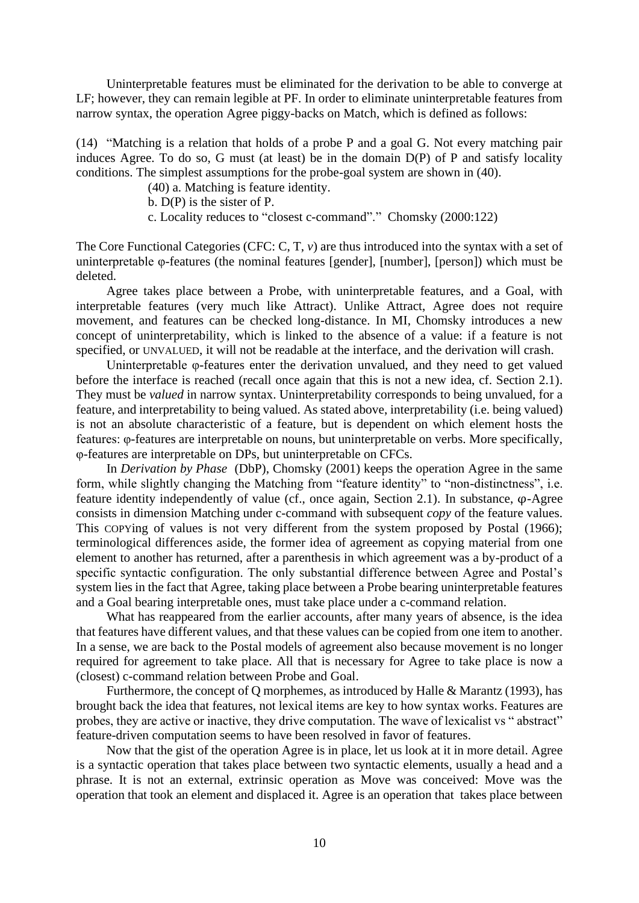Uninterpretable features must be eliminated for the derivation to be able to converge at LF; however, they can remain legible at PF. In order to eliminate uninterpretable features from narrow syntax, the operation Agree piggy-backs on Match, which is defined as follows:

(14) "Matching is a relation that holds of a probe P and a goal G. Not every matching pair induces Agree. To do so, G must (at least) be in the domain D(P) of P and satisfy locality conditions. The simplest assumptions for the probe-goal system are shown in (40).

> (40) a. Matching is feature identity.
>
> b. D(P) is the sister of P.
>
> c. Locality reduces to "closest c-command"." Chomsky (2000:122)

The Core Functional Categories (CFC: C, T, *v*) are thus introduced into the syntax with a set of uninterpretable φ-features (the nominal features [gender], [number], [person]) which must be deleted.

Agree takes place between a Probe, with uninterpretable features, and a Goal, with interpretable features (very much like Attract). Unlike Attract, Agree does not require movement, and features can be checked long-distance. In MI, Chomsky introduces a new concept of uninterpretability, which is linked to the absence of a value: if a feature is not specified, or UNVALUED, it will not be readable at the interface, and the derivation will crash.

Uninterpretable φ-features enter the derivation unvalued, and they need to get valued before the interface is reached (recall once again that this is not a new idea, cf. Section 2.1). They must be *valued* in narrow syntax. Uninterpretability corresponds to being unvalued, for a feature, and interpretability to being valued. As stated above, interpretability (i.e. being valued) is not an absolute characteristic of a feature, but is dependent on which element hosts the features: φ-features are interpretable on nouns, but uninterpretable on verbs. More specifically, φ-features are interpretable on DPs, but uninterpretable on CFCs.

In *Derivation by Phase* (DbP), Chomsky (2001) keeps the operation Agree in the same form, while slightly changing the Matching from "feature identity" to "non-distinctness", i.e. feature identity independently of value (cf., once again, Section 2.1). In substance, φ-Agree consists in dimension Matching under c-command with subsequent *copy* of the feature values. This COPYing of values is not very different from the system proposed by Postal (1966); terminological differences aside, the former idea of agreement as copying material from one element to another has returned, after a parenthesis in which agreement was a by-product of a specific syntactic configuration. The only substantial difference between Agree and Postal's system lies in the fact that Agree, taking place between a Probe bearing uninterpretable features and a Goal bearing interpretable ones, must take place under a c-command relation.

What has reappeared from the earlier accounts, after many years of absence, is the idea that features have different values, and that these values can be copied from one item to another. In a sense, we are back to the Postal models of agreement also because movement is no longer required for agreement to take place. All that is necessary for Agree to take place is now a (closest) c-command relation between Probe and Goal.

Furthermore, the concept of Q morphemes, as introduced by Halle & Marantz (1993), has brought back the idea that features, not lexical items are key to how syntax works. Features are probes, they are active or inactive, they drive computation. The wave of lexicalist vs " abstract" feature-driven computation seems to have been resolved in favor of features.

Now that the gist of the operation Agree is in place, let us look at it in more detail. Agree is a syntactic operation that takes place between two syntactic elements, usually a head and a phrase. It is not an external, extrinsic operation as Move was conceived: Move was the operation that took an element and displaced it. Agree is an operation that takes place between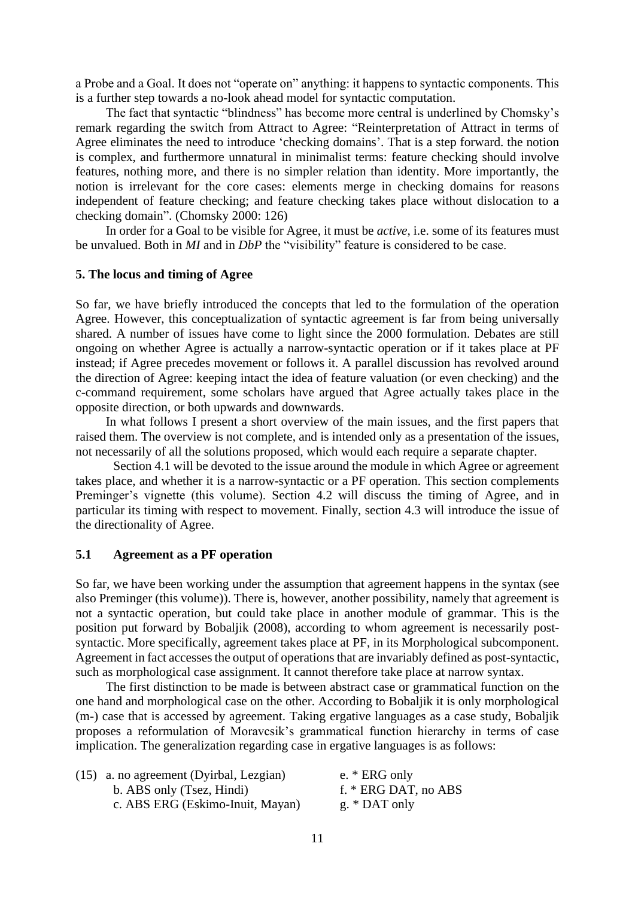a Probe and a Goal. It does not "operate on" anything: it happens to syntactic components. This is a further step towards a no-look ahead model for syntactic computation.

The fact that syntactic "blindness" has become more central is underlined by Chomsky's remark regarding the switch from Attract to Agree: "Reinterpretation of Attract in terms of Agree eliminates the need to introduce 'checking domains'. That is a step forward. the notion is complex, and furthermore unnatural in minimalist terms: feature checking should involve features, nothing more, and there is no simpler relation than identity. More importantly, the notion is irrelevant for the core cases: elements merge in checking domains for reasons independent of feature checking; and feature checking takes place without dislocation to a checking domain". (Chomsky 2000: 126)

In order for a Goal to be visible for Agree, it must be *active*, i.e. some of its features must be unvalued. Both in *MI* and in *DbP* the "visibility" feature is considered to be case.

### 5. The locus and timing of Agree

So far, we have briefly introduced the concepts that led to the formulation of the operation Agree. However, this conceptualization of syntactic agreement is far from being universally shared. A number of issues have come to light since the 2000 formulation. Debates are still ongoing on whether Agree is actually a narrow-syntactic operation or if it takes place at PF instead; if Agree precedes movement or follows it. A parallel discussion has revolved around the direction of Agree: keeping intact the idea of feature valuation (or even checking) and the c-command requirement, some scholars have argued that Agree actually takes place in the opposite direction, or both upwards and downwards.

In what follows I present a short overview of the main issues, and the first papers that raised them. The overview is not complete, and is intended only as a presentation of the issues, not necessarily of all the solutions proposed, which would each require a separate chapter.

Section 4.1 will be devoted to the issue around the module in which Agree or agreement takes place, and whether it is a narrow-syntactic or a PF operation. This section complements Preminger's vignette (this volume). Section 4.2 will discuss the timing of Agree, and in particular its timing with respect to movement. Finally, section 4.3 will introduce the issue of the directionality of Agree.

#### 5.1 Agreement as a PF operation

So far, we have been working under the assumption that agreement happens in the syntax (see also Preminger (this volume)). There is, however, another possibility, namely that agreement is not a syntactic operation, but could take place in another module of grammar. This is the position put forward by Bobaljik (2008), according to whom agreement is necessarily post-syntactic. More specifically, agreement takes place at PF, in its Morphological subcomponent. Agreement in fact accesses the output of operations that are invariably defined as post-syntactic, such as morphological case assignment. It cannot therefore take place at narrow syntax.

The first distinction to be made is between abstract case or grammatical function on the one hand and morphological case on the other. According to Bobaljik it is only morphological (m-) case that is accessed by agreement. Taking ergative languages as a case study, Bobaljik proposes a reformulation of Moravcsik's grammatical function hierarchy in terms of case implication. The generalization regarding case in ergative languages is as follows:

(15) a. no agreement (Dyirbal, Lezgian)
     b. ABS only (Tsez, Hindi)
     c. ABS ERG (Eskimo-Inuit, Mayan)
     e. * ERG only
     f. * ERG DAT, no ABS
     g. * DAT only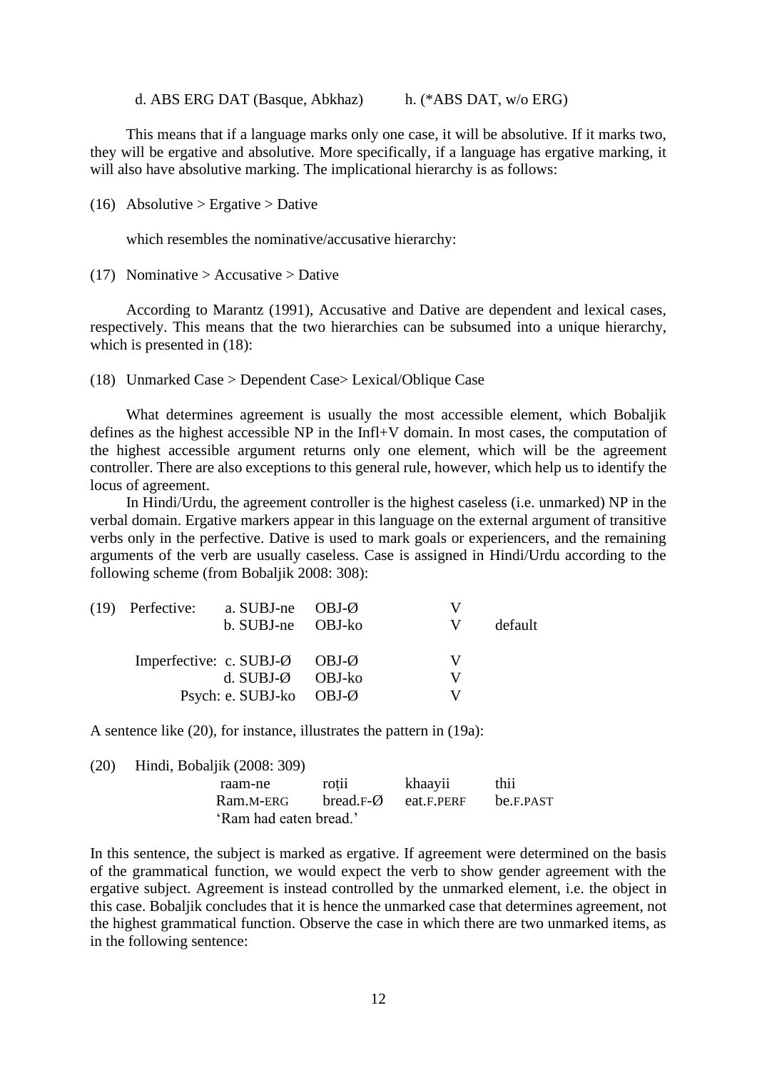d. ABS ERG DAT (Basque, Abkhaz)  h. (*ABS DAT, w/o ERG)

This means that if a language marks only one case, it will be absolutive. If it marks two, they will be ergative and absolutive. More specifically, if a language has ergative marking, it will also have absolutive marking. The implicational hierarchy is as follows:

(16) Absolutive > Ergative > Dative

which resembles the nominative/accusative hierarchy:

(17) Nominative > Accusative > Dative

According to Marantz (1991), Accusative and Dative are dependent and lexical cases, respectively. This means that the two hierarchies can be subsumed into a unique hierarchy, which is presented in (18):

(18) Unmarked Case > Dependent Case> Lexical/Oblique Case

What determines agreement is usually the most accessible element, which Bobaljik defines as the highest accessible NP in the Infl+V domain. In most cases, the computation of the highest accessible argument returns only one element, which will be the agreement controller. There are also exceptions to this general rule, however, which help us to identify the locus of agreement.

In Hindi/Urdu, the agreement controller is the highest caseless (i.e. unmarked) NP in the verbal domain. Ergative markers appear in this language on the external argument of transitive verbs only in the perfective. Dative is used to mark goals or experiencers, and the remaining arguments of the verb are usually caseless. Case is assigned in Hindi/Urdu according to the following scheme (from Bobaljik 2008: 308):

| (19) | | | | |
|---|---|---|---|---|
| Perfective: | a. SUBJ-ne | OBJ-Ø | V | |
| | b. SUBJ-ne | OBJ-ko | V | default |
| Imperfective: | c. SUBJ-Ø | OBJ-Ø | V | |
| | d. SUBJ-Ø | OBJ-ko | V | |
| Psych: | e. SUBJ-ko | OBJ-Ø | V | |

A sentence like (20), for instance, illustrates the pattern in (19a):

(20) Hindi, Bobaljik (2008: 309)

| raam-ne | roṭii | khaayii | thii |
|---|---|---|---|
| Ram.M-ERG | bread.F-Ø | eat.F.PERF | be.F.PAST |

'Ram had eaten bread.'

In this sentence, the subject is marked as ergative. If agreement were determined on the basis of the grammatical function, we would expect the verb to show gender agreement with the ergative subject. Agreement is instead controlled by the unmarked element, i.e. the object in this case. Bobaljik concludes that it is hence the unmarked case that determines agreement, not the highest grammatical function. Observe the case in which there are two unmarked items, as in the following sentence: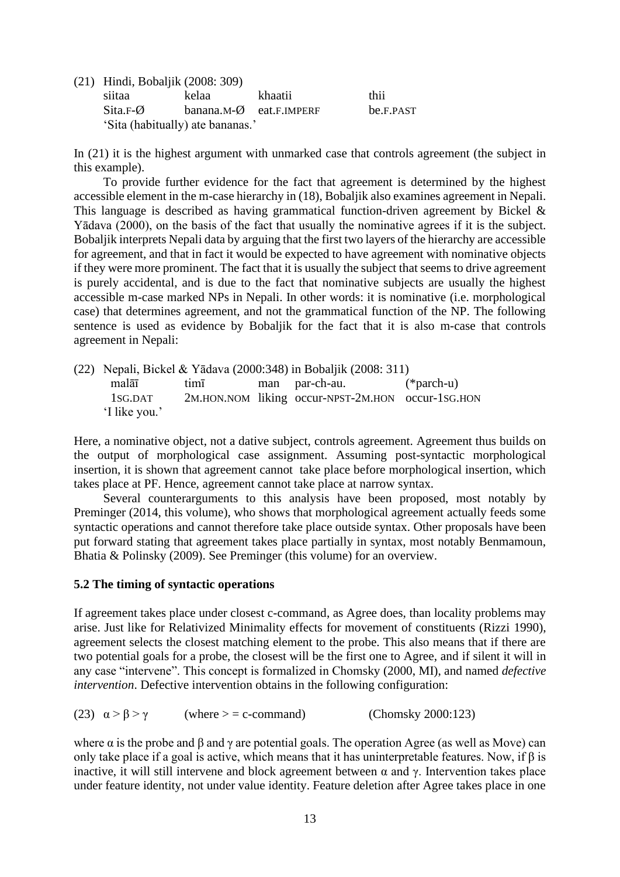(21) Hindi, Bobaljik (2008: 309)

| siitaa | kelaa | khaatii | thii |
|---|---|---|---|
| Sita.F-Ø | banana.M-Ø | eat.F.IMPERF | be.F.PAST |

'Sita (habitually) ate bananas.'

In (21) it is the highest argument with unmarked case that controls agreement (the subject in this example).

To provide further evidence for the fact that agreement is determined by the highest accessible element in the m-case hierarchy in (18), Bobaljik also examines agreement in Nepali. This language is described as having grammatical function-driven agreement by Bickel & Yādava (2000), on the basis of the fact that usually the nominative agrees if it is the subject. Bobaljik interprets Nepali data by arguing that the first two layers of the hierarchy are accessible for agreement, and that in fact it would be expected to have agreement with nominative objects if they were more prominent. The fact that it is usually the subject that seems to drive agreement is purely accidental, and is due to the fact that nominative subjects are usually the highest accessible m-case marked NPs in Nepali. In other words: it is nominative (i.e. morphological case) that determines agreement, and not the grammatical function of the NP. The following sentence is used as evidence by Bobaljik for the fact that it is also m-case that controls agreement in Nepali:

(22) Nepali, Bickel & Yādava (2000:348) in Bobaljik (2008: 311)

| malāī | timī | man | par-ch-au. | (*parch-u) |
|---|---|---|---|---|
| 1SG.DAT | 2M.HON.NOM | liking | occur-NPST-2M.HON | occur-1SG.HON |

'I like you.'

Here, a nominative object, not a dative subject, controls agreement. Agreement thus builds on the output of morphological case assignment. Assuming post-syntactic morphological insertion, it is shown that agreement cannot take place before morphological insertion, which takes place at PF. Hence, agreement cannot take place at narrow syntax.

Several counterarguments to this analysis have been proposed, most notably by Preminger (2014, this volume), who shows that morphological agreement actually feeds some syntactic operations and cannot therefore take place outside syntax. Other proposals have been put forward stating that agreement takes place partially in syntax, most notably Benmamoun, Bhatia & Polinsky (2009). See Preminger (this volume) for an overview.

### 5.2 The timing of syntactic operations

If agreement takes place under closest c-command, as Agree does, than locality problems may arise. Just like for Relativized Minimality effects for movement of constituents (Rizzi 1990), agreement selects the closest matching element to the probe. This also means that if there are two potential goals for a probe, the closest will be the first one to Agree, and if silent it will in any case "intervene". This concept is formalized in Chomsky (2000, MI), and named *defective intervention*. Defective intervention obtains in the following configuration:

(23) $\alpha > \beta > \gamma$ (where > = c-command) (Chomsky 2000:123)

where $\alpha$ is the probe and $\beta$ and $\gamma$ are potential goals. The operation Agree (as well as Move) can only take place if a goal is active, which means that it has uninterpretable features. Now, if $\beta$ is inactive, it will still intervene and block agreement between $\alpha$ and $\gamma$. Intervention takes place under feature identity, not under value identity. Feature deletion after Agree takes place in one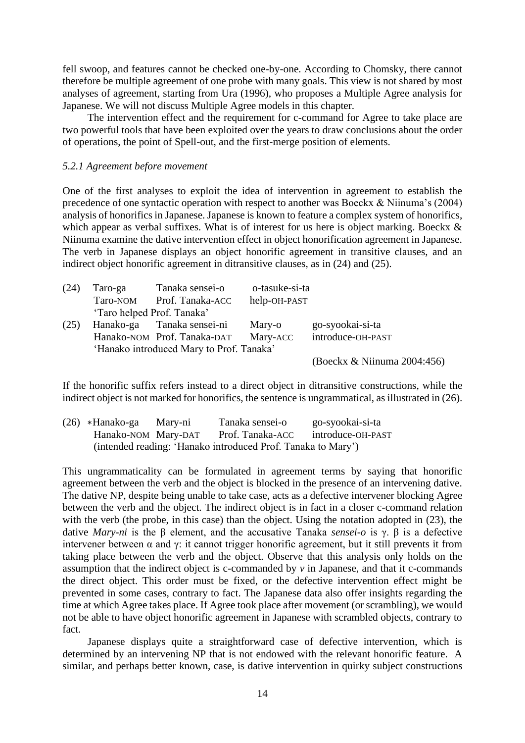fell swoop, and features cannot be checked one-by-one. According to Chomsky, there cannot therefore be multiple agreement of one probe with many goals. This view is not shared by most analyses of agreement, starting from Ura (1996), who proposes a Multiple Agree analysis for Japanese. We will not discuss Multiple Agree models in this chapter.

The intervention effect and the requirement for c-command for Agree to take place are two powerful tools that have been exploited over the years to draw conclusions about the order of operations, the point of Spell-out, and the first-merge position of elements.

### *5.2.1 Agreement before movement*

One of the first analyses to exploit the idea of intervention in agreement to establish the precedence of one syntactic operation with respect to another was Boeckx & Niinuma's (2004) analysis of honorifics in Japanese. Japanese is known to feature a complex system of honorifics, which appear as verbal suffixes. What is of interest for us here is object marking. Boeckx & Niinuma examine the dative intervention effect in object honorification agreement in Japanese. The verb in Japanese displays an object honorific agreement in transitive clauses, and an indirect object honorific agreement in ditransitive clauses, as in (24) and (25).

(24) Taro-ga Tanaka sensei-o o-tasuke-si-ta
Taro-NOM Prof. Tanaka-ACC help-OH-PAST
'Taro helped Prof. Tanaka'

(25) Hanako-ga Tanaka sensei-ni Mary-o go-syookai-si-ta
Hanako-NOM Prof. Tanaka-DAT Mary-ACC introduce-OH-PAST
'Hanako introduced Mary to Prof. Tanaka'

(Boeckx & Niinuma 2004:456)

If the honorific suffix refers instead to a direct object in ditransitive constructions, while the indirect object is not marked for honorifics, the sentence is ungrammatical, as illustrated in (26).

(26) *Hanako-ga Mary-ni Tanaka sensei-o go-syookai-si-ta
Hanako-NOM Mary-DAT Prof. Tanaka-ACC introduce-OH-PAST
(intended reading: 'Hanako introduced Prof. Tanaka to Mary')

This ungrammaticality can be formulated in agreement terms by saying that honorific agreement between the verb and the object is blocked in the presence of an intervening dative. The dative NP, despite being unable to take case, acts as a defective intervener blocking Agree between the verb and the object. The indirect object is in fact in a closer c-command relation with the verb (the probe, in this case) than the object. Using the notation adopted in (23), the dative *Mary-ni* is the β element, and the accusative Tanaka *sensei-o* is γ. β is a defective intervener between α and γ: it cannot trigger honorific agreement, but it still prevents it from taking place between the verb and the object. Observe that this analysis only holds on the assumption that the indirect object is c-commanded by *v* in Japanese, and that it c-commands the direct object. This order must be fixed, or the defective intervention effect might be prevented in some cases, contrary to fact. The Japanese data also offer insights regarding the time at which Agree takes place. If Agree took place after movement (or scrambling), we would not be able to have object honorific agreement in Japanese with scrambled objects, contrary to fact.

Japanese displays quite a straightforward case of defective intervention, which is determined by an intervening NP that is not endowed with the relevant honorific feature. A similar, and perhaps better known, case, is dative intervention in quirky subject constructions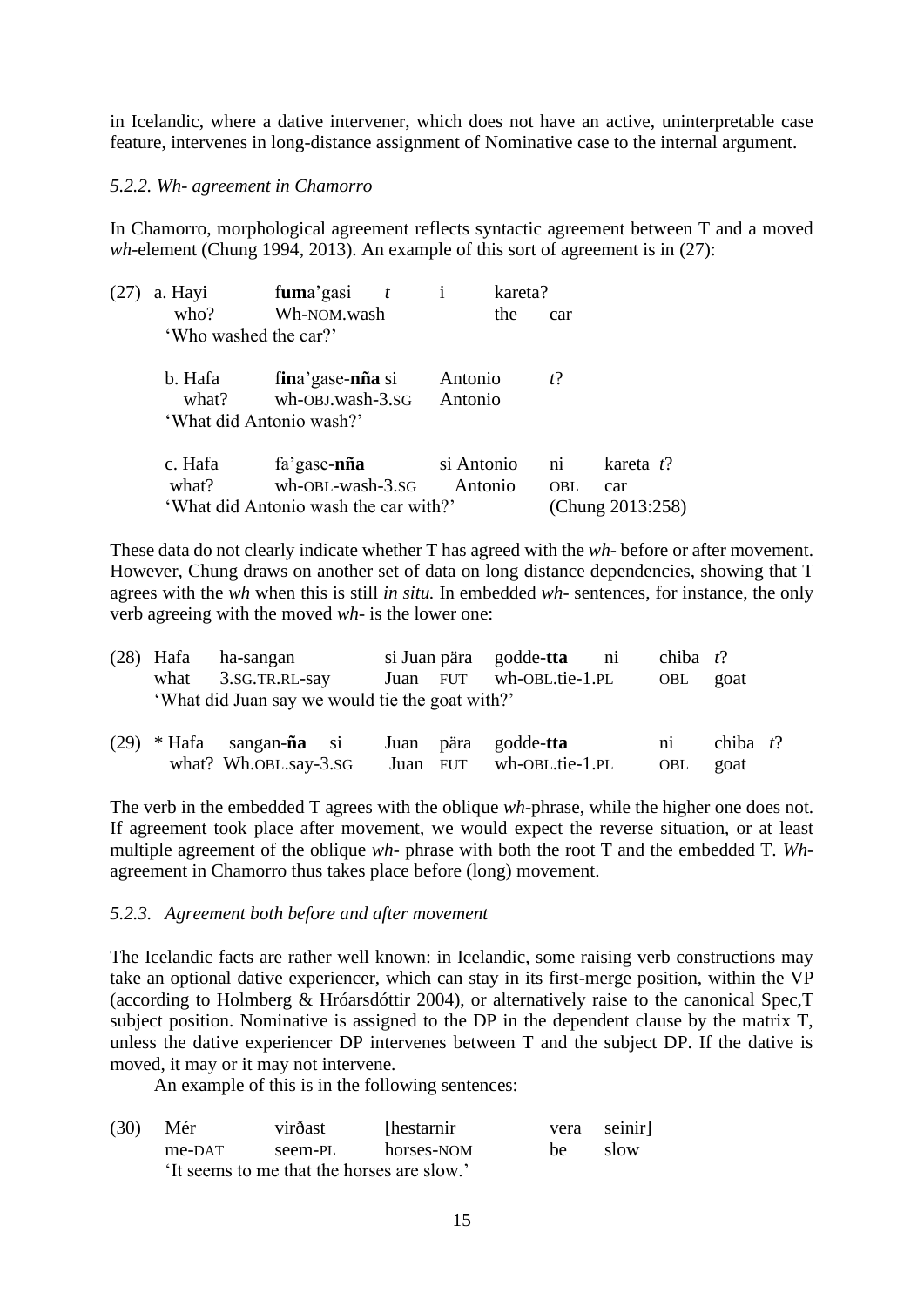in Icelandic, where a dative intervener, which does not have an active, uninterpretable case feature, intervenes in long-distance assignment of Nominative case to the internal argument.

### *5.2.2. Wh- agreement in Chamorro*

In Chamorro, morphological agreement reflects syntactic agreement between T and a moved *wh*-element (Chung 1994, 2013). An example of this sort of agreement is in (27):

(27) a. Hayi f**um**a'gasi *t* i kareta?
who? Wh-NOM.wash the car
'Who washed the car?'

b. Hafa f**in**a'gase-**ñña** si Antonio *t*?
what? wh-OBJ.wash-3.SG Antonio
'What did Antonio wash?'

c. Hafa fa'gase-**ñña** si Antonio ni kareta *t*?
what? wh-OBL-wash-3.SG Antonio OBL car
'What did Antonio wash the car with?' (Chung 2013:258)

These data do not clearly indicate whether T has agreed with the *wh*- before or after movement. However, Chung draws on another set of data on long distance dependencies, showing that T agrees with the *wh* when this is still *in situ.* In embedded *wh*- sentences, for instance, the only verb agreeing with the moved *wh*- is the lower one:

(28) Hafa ha-sangan si Juan pära godde-**tta** ni chiba *t*?
what 3.SG.TR.RL-say Juan FUT wh-OBL.tie-1.PL OBL goat
'What did Juan say we would tie the goat with?'

(29) * Hafa sangan-**ña** si Juan pära godde-**tta** ni chiba *t*?
what? Wh.OBL.say-3.SG Juan FUT wh-OBL.tie-1.PL OBL goat

The verb in the embedded T agrees with the oblique *wh*-phrase, while the higher one does not. If agreement took place after movement, we would expect the reverse situation, or at least multiple agreement of the oblique *wh*- phrase with both the root T and the embedded T. *Wh*-agreement in Chamorro thus takes place before (long) movement.

### *5.2.3. Agreement both before and after movement*

The Icelandic facts are rather well known: in Icelandic, some raising verb constructions may take an optional dative experiencer, which can stay in its first-merge position, within the VP (according to Holmberg & Hróarsdóttir 2004), or alternatively raise to the canonical Spec,T subject position. Nominative is assigned to the DP in the dependent clause by the matrix T, unless the dative experiencer DP intervenes between T and the subject DP. If the dative is moved, it may or it may not intervene.

An example of this is in the following sentences:

(30) Mér virðast [hestarnir vera seinir]
me-DAT seem-PL horses-NOM be slow
'It seems to me that the horses are slow.'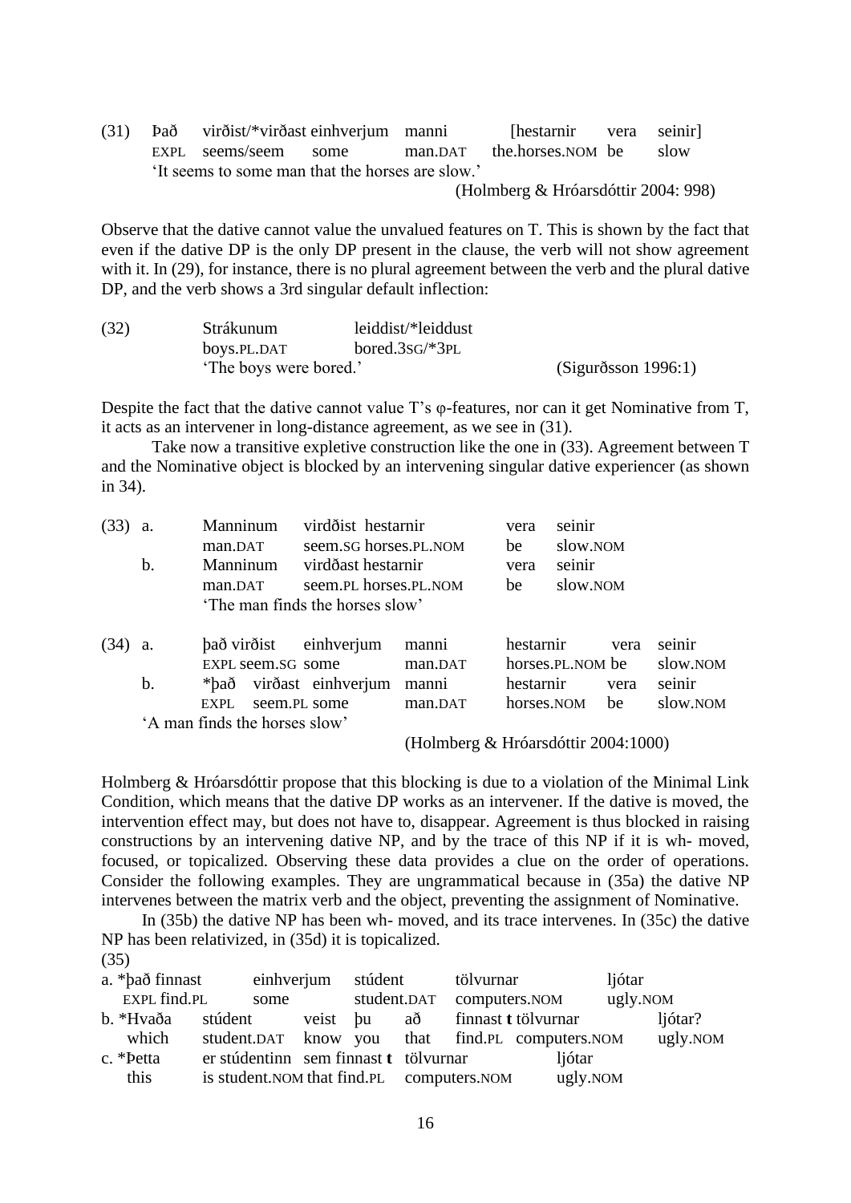(31) Það virðist/*virðast einhverjum manni [hestarnir vera seinir]
EXPL seems/seem some man.DAT the.horses.NOM be slow
'It seems to some man that the horses are slow.'
(Holmberg & Hróarsdóttir 2004: 998)

Observe that the dative cannot value the unvalued features on T. This is shown by the fact that even if the dative DP is the only DP present in the clause, the verb will not show agreement with it. In (29), for instance, there is no plural agreement between the verb and the plural dative DP, and the verb shows a 3rd singular default inflection:

(32) Strákunum leiddist/*leiddust
boys.PL.DAT bored.3SG/*3PL
'The boys were bored.' (Sigurðsson 1996:1)

Despite the fact that the dative cannot value T's φ-features, nor can it get Nominative from T, it acts as an intervener in long-distance agreement, as we see in (31).

Take now a transitive expletive construction like the one in (33). Agreement between T and the Nominative object is blocked by an intervening singular dative experiencer (as shown in 34).

(33) a. Manninum virdðist hestarnir vera seinir
man.DAT seem.SG horses.PL.NOM be slow.NOM
b. Manninum virdðast hestarnir vera seinir
man.DAT seem.PL horses.PL.NOM be slow.NOM
'The man finds the horses slow'

(34) a. það virðist einhverjum manni hestarnir vera seinir
EXPL seem.SG some man.DAT horses.PL.NOM be slow.NOM
b. *það virðast einhverjum manni hestarnir vera seinir
EXPL seem.PL some man.DAT horses.NOM be slow.NOM
'A man finds the horses slow'
(Holmberg & Hróarsdóttir 2004:1000)

Holmberg & Hróarsdóttir propose that this blocking is due to a violation of the Minimal Link Condition, which means that the dative DP works as an intervener. If the dative is moved, the intervention effect may, but does not have to, disappear. Agreement is thus blocked in raising constructions by an intervening dative NP, and by the trace of this NP if it is wh- moved, focused, or topicalized. Observing these data provides a clue on the order of operations. Consider the following examples. They are ungrammatical because in (35a) the dative NP intervenes between the matrix verb and the object, preventing the assignment of Nominative.

In (35b) the dative NP has been wh- moved, and its trace intervenes. In (35c) the dative NP has been relativized, in (35d) it is topicalized.

(35)
a. *það finnast einhverjum stúdent tölvurnar ljótar
EXPL find.PL some student.DAT computers.NOM ugly.NOM
b. *Hvaða stúdent veist þu að finnast **t** tölvurnar ljótar?
which student.DAT know you that find.PL computers.NOM ugly.NOM
c. *Þetta er stúdentinn sem finnast **t** tölvurnar ljótar
this is student.NOM that find.PL computers.NOM ugly.NOM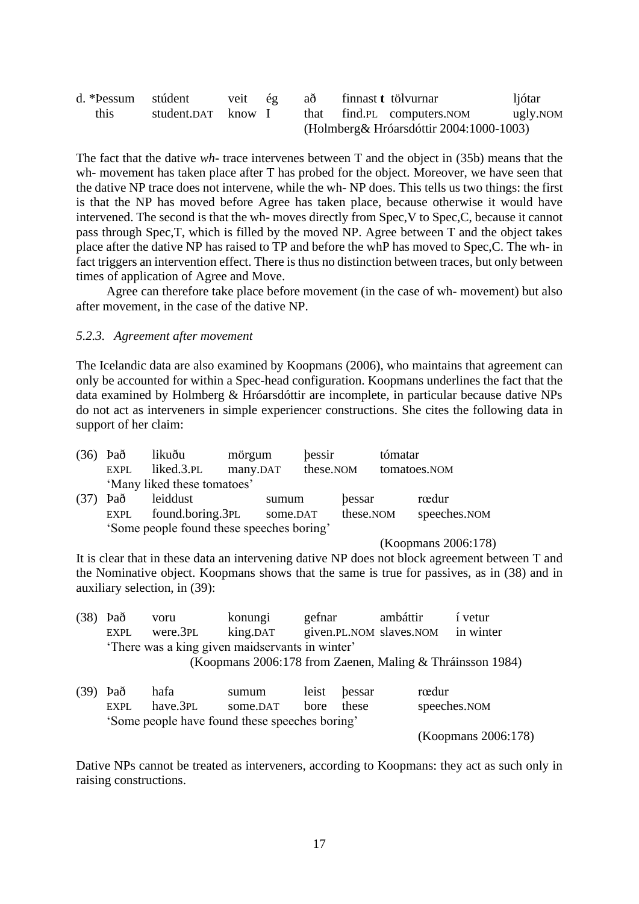d. *Þessum stúdent veit ég að finnast **t** tölvurnar ljótar
this student.DAT know I that find.PL computers.NOM ugly.NOM
(Holmberg& Hróarsdóttir 2004:1000-1003)

The fact that the dative *wh-* trace intervenes between T and the object in (35b) means that the wh- movement has taken place after T has probed for the object. Moreover, we have seen that the dative NP trace does not intervene, while the wh- NP does. This tells us two things: the first is that the NP has moved before Agree has taken place, because otherwise it would have intervened. The second is that the wh- moves directly from Spec,V to Spec,C, because it cannot pass through Spec,T, which is filled by the moved NP. Agree between T and the object takes place after the dative NP has raised to TP and before the whP has moved to Spec,C. The wh- in fact triggers an intervention effect. There is thus no distinction between traces, but only between times of application of Agree and Move.

Agree can therefore take place before movement (in the case of wh- movement) but also after movement, in the case of the dative NP.

### *5.2.3. Agreement after movement*

The Icelandic data are also examined by Koopmans (2006), who maintains that agreement can only be accounted for within a Spec-head configuration. Koopmans underlines the fact that the data examined by Holmberg & Hróarsdóttir are incomplete, in particular because dative NPs do not act as interveners in simple experiencer constructions. She cites the following data in support of her claim:

(36) Það likuðu mörgum þessir tómatar
EXPL liked.3.PL many.DAT these.NOM tomatoes.NOM
'Many liked these tomatoes'

(37) Það leiddust sumum þessar rædur
EXPL found.boring.3PL some.DAT these.NOM speeches.NOM
'Some people found these speeches boring'
(Koopmans 2006:178)

It is clear that in these data an intervening dative NP does not block agreement between T and the Nominative object. Koopmans shows that the same is true for passives, as in (38) and in auxiliary selection, in (39):

(38) Það voru konungi gefnar ambáttir í vetur
EXPL were.3PL king.DAT given.PL.NOM slaves.NOM in winter
'There was a king given maidservants in winter'
(Koopmans 2006:178 from Zaenen, Maling & Thráinsson 1984)

(39) Það hafa sumum leist þessar rædur
EXPL have.3PL some.DAT bore these speeches.NOM
'Some people have found these speeches boring'
(Koopmans 2006:178)

Dative NPs cannot be treated as interveners, according to Koopmans: they act as such only in raising constructions.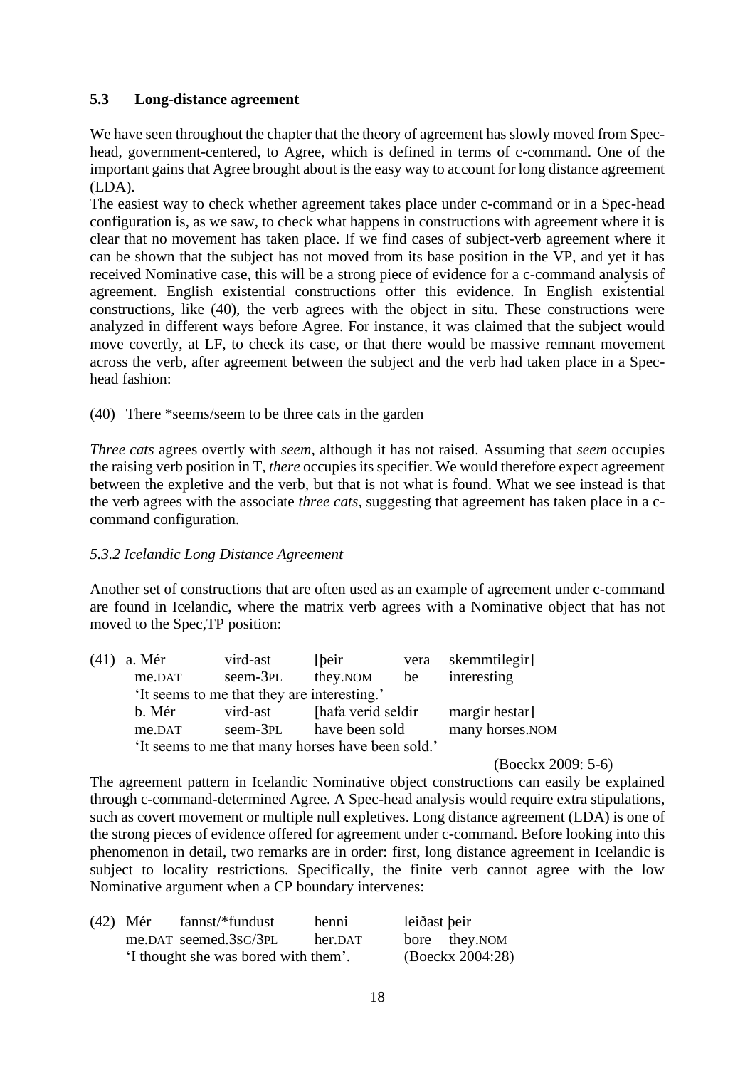### 5.3 Long-distance agreement

We have seen throughout the chapter that the theory of agreement has slowly moved from Spec-head, government-centered, to Agree, which is defined in terms of c-command. One of the important gains that Agree brought about is the easy way to account for long distance agreement (LDA).

The easiest way to check whether agreement takes place under c-command or in a Spec-head configuration is, as we saw, to check what happens in constructions with agreement where it is clear that no movement has taken place. If we find cases of subject-verb agreement where it can be shown that the subject has not moved from its base position in the VP, and yet it has received Nominative case, this will be a strong piece of evidence for a c-command analysis of agreement. English existential constructions offer this evidence. In English existential constructions, like (40), the verb agrees with the object in situ. These constructions were analyzed in different ways before Agree. For instance, it was claimed that the subject would move covertly, at LF, to check its case, or that there would be massive remnant movement across the verb, after agreement between the subject and the verb had taken place in a Spec-head fashion:

(40) There *seems/seem to be three cats in the garden

*Three cats* agrees overtly with *seem*, although it has not raised. Assuming that *seem* occupies the raising verb position in T, *there* occupies its specifier. We would therefore expect agreement between the expletive and the verb, but that is not what is found. What we see instead is that the verb agrees with the associate *three cats*, suggesting that agreement has taken place in a c-command configuration.

*5.3.2 Icelandic Long Distance Agreement*

Another set of constructions that are often used as an example of agreement under c-command are found in Icelandic, where the matrix verb agrees with a Nominative object that has not moved to the Spec,TP position:

| (41) | a. Mér | virđ-ast | [þeir | vera | skemmtilegir] |
|---|---|---|---|---|---|
| | me.DAT | seem-3PL | they.NOM | be | interesting |
| | 'It seems to me that they are interesting.' | | | | |
| | b. Mér | virđ-ast | [hafa verid seldir | | margir hestar] |
| | me.DAT | seem-3PL | have been sold | | many horses.NOM |
| | 'It seems to me that many horses have been sold.' | | | | |

(Boeckx 2009: 5-6)

The agreement pattern in Icelandic Nominative object constructions can easily be explained through c-command-determined Agree. A Spec-head analysis would require extra stipulations, such as covert movement or multiple null expletives. Long distance agreement (LDA) is one of the strong pieces of evidence offered for agreement under c-command. Before looking into this phenomenon in detail, two remarks are in order: first, long distance agreement in Icelandic is subject to locality restrictions. Specifically, the finite verb cannot agree with the low Nominative argument when a CP boundary intervenes:

| (42) | Mér | fannst/*fundust | henni | leiðast þeir |
|---|---|---|---|---|
| | me.DAT | seemed.3SG/3PL | her.DAT | bore they.NOM |
| | 'I thought she was bored with them'. | | | (Boeckx 2004:28) |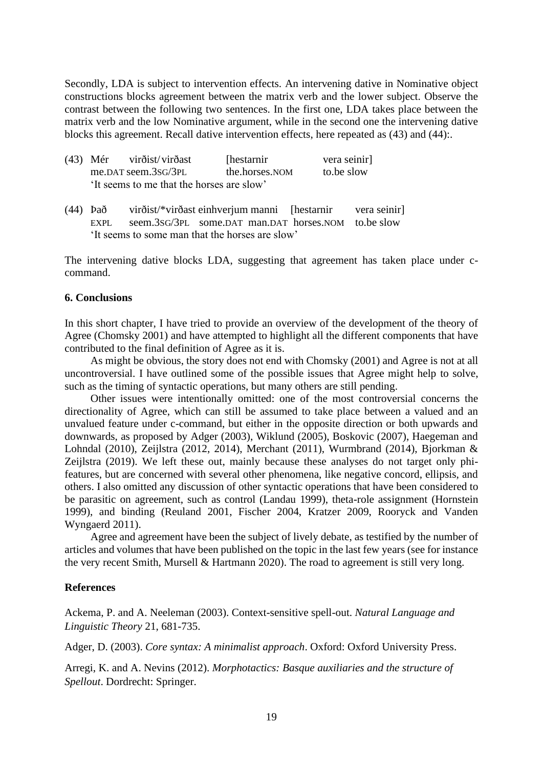Secondly, LDA is subject to intervention effects. An intervening dative in Nominative object constructions blocks agreement between the matrix verb and the lower subject. Observe the contrast between the following two sentences. In the first one, LDA takes place between the matrix verb and the low Nominative argument, while in the second one the intervening dative blocks this agreement. Recall dative intervention effects, here repeated as (43) and (44):.

(43) Mér virðist/virðast [hestarnir vera seinir]
me.DAT seem.3SG/3PL the.horses.NOM to.be slow
'It seems to me that the horses are slow'

(44) Það virðist/*virðast einhverjum manni [hestarnir vera seinir]
EXPL seem.3SG/3PL some.DAT man.DAT horses.NOM to.be slow
'It seems to some man that the horses are slow'

The intervening dative blocks LDA, suggesting that agreement has taken place under c-command.

## 6. Conclusions

In this short chapter, I have tried to provide an overview of the development of the theory of Agree (Chomsky 2001) and have attempted to highlight all the different components that have contributed to the final definition of Agree as it is.

As might be obvious, the story does not end with Chomsky (2001) and Agree is not at all uncontroversial. I have outlined some of the possible issues that Agree might help to solve, such as the timing of syntactic operations, but many others are still pending.

Other issues were intentionally omitted: one of the most controversial concerns the directionality of Agree, which can still be assumed to take place between a valued and an unvalued feature under c-command, but either in the opposite direction or both upwards and downwards, as proposed by Adger (2003), Wiklund (2005), Boskovic (2007), Haegeman and Lohndal (2010), Zeijlstra (2012, 2014), Merchant (2011), Wurmbrand (2014), Bjorkman & Zeijlstra (2019). We left these out, mainly because these analyses do not target only phi-features, but are concerned with several other phenomena, like negative concord, ellipsis, and others. I also omitted any discussion of other syntactic operations that have been considered to be parasitic on agreement, such as control (Landau 1999), theta-role assignment (Hornstein 1999), and binding (Reuland 2001, Fischer 2004, Kratzer 2009, Rooryck and Vanden Wyngaerd 2011).

Agree and agreement have been the subject of lively debate, as testified by the number of articles and volumes that have been published on the topic in the last few years (see for instance the very recent Smith, Mursell & Hartmann 2020). The road to agreement is still very long.

## References

Ackema, P. and A. Neeleman (2003). Context-sensitive spell-out. *Natural Language and Linguistic Theory* 21, 681-735.

Adger, D. (2003). *Core syntax: A minimalist approach*. Oxford: Oxford University Press.

Arregi, K. and A. Nevins (2012). *Morphotactics: Basque auxiliaries and the structure of Spellout*. Dordrecht: Springer.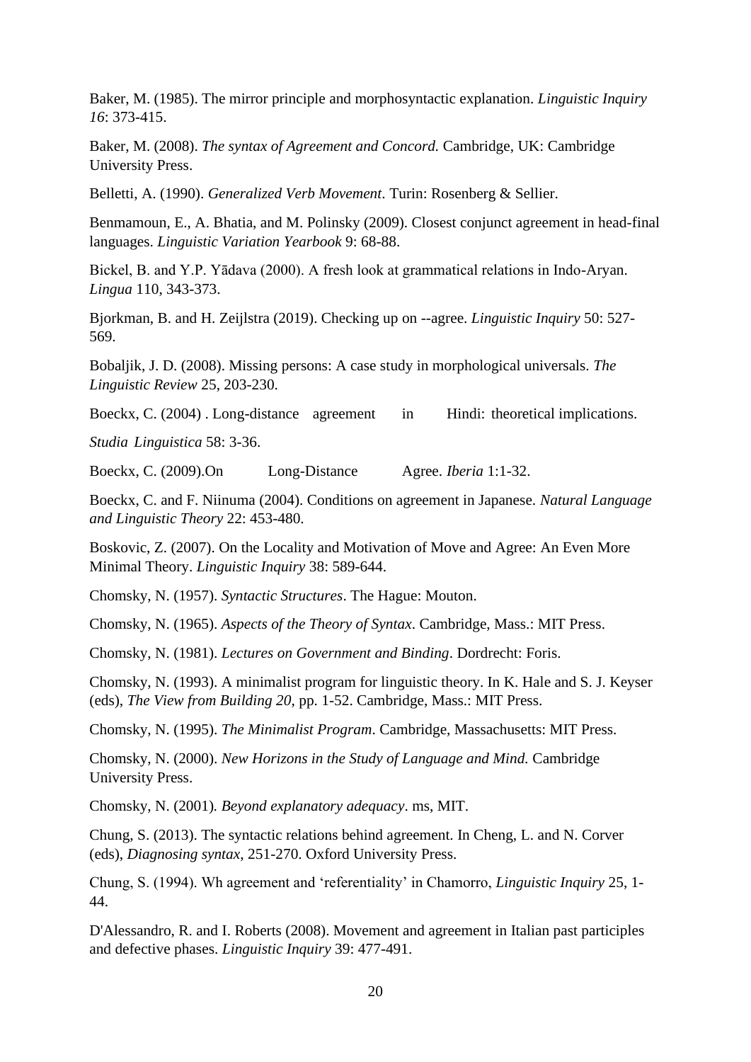Baker, M. (1985). The mirror principle and morphosyntactic explanation. *Linguistic Inquiry 16*: 373-415.

Baker, M. (2008). *The syntax of Agreement and Concord.* Cambridge, UK: Cambridge University Press.

Belletti, A. (1990). *Generalized Verb Movement*. Turin: Rosenberg & Sellier.

Benmamoun, E., A. Bhatia, and M. Polinsky (2009). Closest conjunct agreement in head-final languages. *Linguistic Variation Yearbook* 9: 68-88.

Bickel, B. and Y.P. Yādava (2000). A fresh look at grammatical relations in Indo-Aryan. *Lingua* 110, 343-373.

Bjorkman, B. and H. Zeijlstra (2019). Checking up on --agree. *Linguistic Inquiry* 50: 527-569.

Bobaljik, J. D. (2008). Missing persons: A case study in morphological universals. *The Linguistic Review* 25, 203-230.

Boeckx, C. (2004) . Long-distance agreement in Hindi: theoretical implications. *Studia Linguistica* 58: 3-36.

Boeckx, C. (2009).On Long-Distance Agree. *Iberia* 1:1-32.

Boeckx, C. and F. Niinuma (2004). Conditions on agreement in Japanese. *Natural Language and Linguistic Theory* 22: 453-480.

Boskovic, Z. (2007). On the Locality and Motivation of Move and Agree: An Even More Minimal Theory. *Linguistic Inquiry* 38: 589-644.

Chomsky, N. (1957). *Syntactic Structures*. The Hague: Mouton.

Chomsky, N. (1965). *Aspects of the Theory of Syntax*. Cambridge, Mass.: MIT Press.

Chomsky, N. (1981). *Lectures on Government and Binding*. Dordrecht: Foris.

Chomsky, N. (1993). A minimalist program for linguistic theory. In K. Hale and S. J. Keyser (eds), *The View from Building 20*, pp. 1-52. Cambridge, Mass.: MIT Press.

Chomsky, N. (1995). *The Minimalist Program*. Cambridge, Massachusetts: MIT Press.

Chomsky, N. (2000). *New Horizons in the Study of Language and Mind.* Cambridge University Press.

Chomsky, N. (2001). *Beyond explanatory adequacy*. ms, MIT.

Chung, S. (2013). The syntactic relations behind agreement. In Cheng, L. and N. Corver (eds), *Diagnosing syntax*, 251-270. Oxford University Press.

Chung, S. (1994). Wh agreement and 'referentiality' in Chamorro, *Linguistic Inquiry* 25, 1-44.

D'Alessandro, R. and I. Roberts (2008). Movement and agreement in Italian past participles and defective phases. *Linguistic Inquiry* 39: 477-491.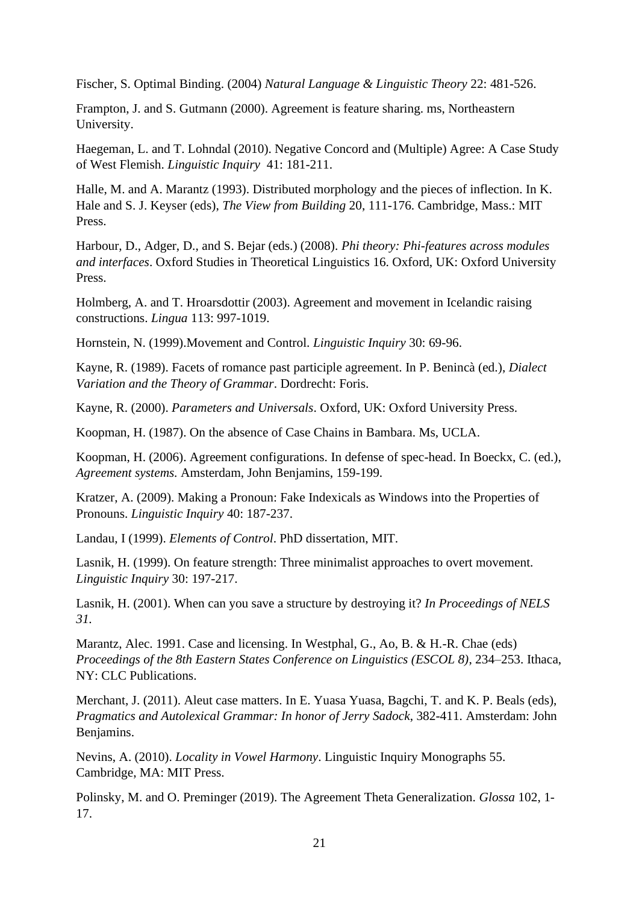Fischer, S. Optimal Binding. (2004) *Natural Language & Linguistic Theory* 22: 481-526.

Frampton, J. and S. Gutmann (2000). Agreement is feature sharing. ms, Northeastern University.

Haegeman, L. and T. Lohndal (2010). Negative Concord and (Multiple) Agree: A Case Study of West Flemish. *Linguistic Inquiry* 41: 181-211.

Halle, M. and A. Marantz (1993). Distributed morphology and the pieces of inflection. In K. Hale and S. J. Keyser (eds), *The View from Building* 20, 111-176. Cambridge, Mass.: MIT Press.

Harbour, D., Adger, D., and S. Bejar (eds.) (2008). *Phi theory: Phi-features across modules and interfaces*. Oxford Studies in Theoretical Linguistics 16. Oxford, UK: Oxford University Press.

Holmberg, A. and T. Hroarsdottir (2003). Agreement and movement in Icelandic raising constructions. *Lingua* 113: 997-1019.

Hornstein, N. (1999).Movement and Control. *Linguistic Inquiry* 30: 69-96.

Kayne, R. (1989). Facets of romance past participle agreement. In P. Benincà (ed.), *Dialect Variation and the Theory of Grammar*. Dordrecht: Foris.

Kayne, R. (2000). *Parameters and Universals*. Oxford, UK: Oxford University Press.

Koopman, H. (1987). On the absence of Case Chains in Bambara. Ms, UCLA.

Koopman, H. (2006). Agreement configurations. In defense of spec-head. In Boeckx, C. (ed.), *Agreement systems.* Amsterdam, John Benjamins, 159-199.

Kratzer, A. (2009). Making a Pronoun: Fake Indexicals as Windows into the Properties of Pronouns. *Linguistic Inquiry* 40: 187-237.

Landau, I (1999). *Elements of Control*. PhD dissertation, MIT.

Lasnik, H. (1999). On feature strength: Three minimalist approaches to overt movement. *Linguistic Inquiry* 30: 197-217.

Lasnik, H. (2001). When can you save a structure by destroying it? *In Proceedings of NELS 31.*

Marantz, Alec. 1991. Case and licensing. In Westphal, G., Ao, B. & H.-R. Chae (eds) *Proceedings of the 8th Eastern States Conference on Linguistics (ESCOL 8)*, 234–253. Ithaca, NY: CLC Publications.

Merchant, J. (2011). Aleut case matters. In E. Yuasa Yuasa, Bagchi, T. and K. P. Beals (eds), *Pragmatics and Autolexical Grammar: In honor of Jerry Sadock*, 382-411. Amsterdam: John Benjamins.

Nevins, A. (2010). *Locality in Vowel Harmony*. Linguistic Inquiry Monographs 55. Cambridge, MA: MIT Press.

Polinsky, M. and O. Preminger (2019). The Agreement Theta Generalization. *Glossa* 102, 1-17.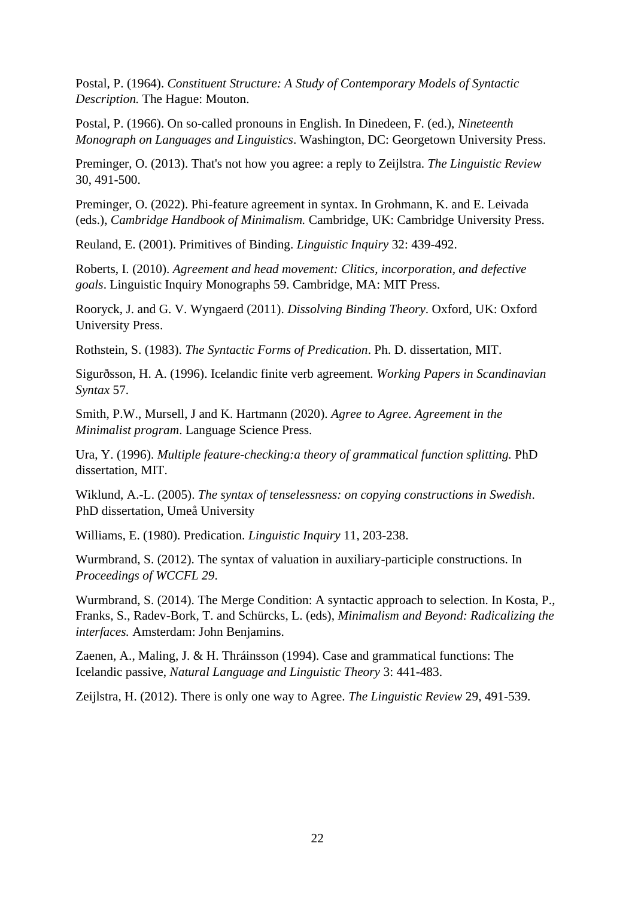Postal, P. (1964). *Constituent Structure: A Study of Contemporary Models of Syntactic Description.* The Hague: Mouton.

Postal, P. (1966). On so-called pronouns in English. In Dinedeen, F. (ed.), *Nineteenth Monograph on Languages and Linguistics*. Washington, DC: Georgetown University Press.

Preminger, O. (2013). That's not how you agree: a reply to Zeijlstra. *The Linguistic Review* 30, 491-500.

Preminger, O. (2022). Phi-feature agreement in syntax. In Grohmann, K. and E. Leivada (eds.), *Cambridge Handbook of Minimalism.* Cambridge, UK: Cambridge University Press.

Reuland, E. (2001). Primitives of Binding. *Linguistic Inquiry* 32: 439-492.

Roberts, I. (2010). *Agreement and head movement: Clitics, incorporation, and defective goals*. Linguistic Inquiry Monographs 59. Cambridge, MA: MIT Press.

Rooryck, J. and G. V. Wyngaerd (2011). *Dissolving Binding Theory*. Oxford, UK: Oxford University Press.

Rothstein, S. (1983). *The Syntactic Forms of Predication*. Ph. D. dissertation, MIT.

Sigurðsson, H. A. (1996). Icelandic finite verb agreement. *Working Papers in Scandinavian Syntax* 57.

Smith, P.W., Mursell, J and K. Hartmann (2020). *Agree to Agree. Agreement in the Minimalist program*. Language Science Press.

Ura, Y. (1996). *Multiple feature-checking:a theory of grammatical function splitting.* PhD dissertation, MIT.

Wiklund, A.-L. (2005). *The syntax of tenselessness: on copying constructions in Swedish*. PhD dissertation, Umeå University

Williams, E. (1980). Predication. *Linguistic Inquiry* 11, 203-238.

Wurmbrand, S. (2012). The syntax of valuation in auxiliary-participle constructions. In *Proceedings of WCCFL 29*.

Wurmbrand, S. (2014). The Merge Condition: A syntactic approach to selection. In Kosta, P., Franks, S., Radev-Bork, T. and Schürcks, L. (eds), *Minimalism and Beyond: Radicalizing the interfaces.* Amsterdam: John Benjamins.

Zaenen, A., Maling, J. & H. Thráinsson (1994). Case and grammatical functions: The Icelandic passive, *Natural Language and Linguistic Theory* 3: 441-483.

Zeijlstra, H. (2012). There is only one way to Agree. *The Linguistic Review* 29, 491-539.